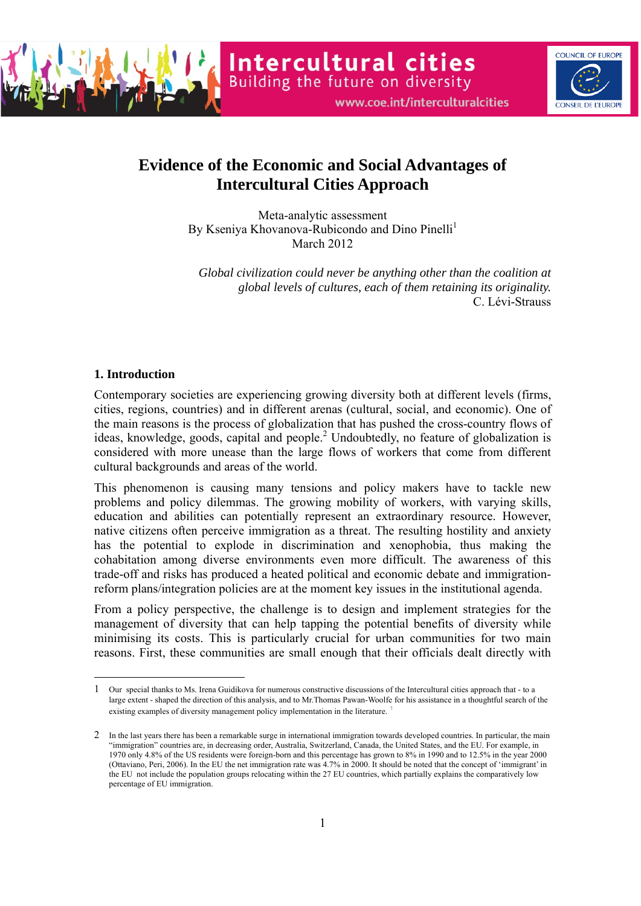# Evidence of the Economic and Social Advantages of Intercultural Cities Approach

Meta-analytic assessment
By Kseniya Khovanova-Rubicondo and Dino Pinelli[1]
March 2012

*Global civilization could never be anything other than the coalition at global levels of cultures, each of them retaining its originality.*
C. Lévi-Strauss

## 1. Introduction

Contemporary societies are experiencing growing diversity both at different levels (firms, cities, regions, countries) and in different arenas (cultural, social, and economic). One of the main reasons is the process of globalization that has pushed the cross-country flows of ideas, knowledge, goods, capital and people.[2] Undoubtedly, no feature of globalization is considered with more unease than the large flows of workers that come from different cultural backgrounds and areas of the world.

This phenomenon is causing many tensions and policy makers have to tackle new problems and policy dilemmas. The growing mobility of workers, with varying skills, education and abilities can potentially represent an extraordinary resource. However, native citizens often perceive immigration as a threat. The resulting hostility and anxiety has the potential to explode in discrimination and xenophobia, thus making the cohabitation among diverse environments even more difficult. The awareness of this trade-off and risks has produced a heated political and economic debate and immigration-reform plans/integration policies are at the moment key issues in the institutional agenda.

From a policy perspective, the challenge is to design and implement strategies for the management of diversity that can help tapping the potential benefits of diversity while minimising its costs. This is particularly crucial for urban communities for two main reasons. First, these communities are small enough that their officials dealt directly with

---

1 Our special thanks to Ms. Irena Guidikova for numerous constructive discussions of the Intercultural cities approach that - to a large extent - shaped the direction of this analysis, and to Mr.Thomas Pawan-Woolfe for his assistance in a thoughtful search of the existing examples of diversity management policy implementation in the literature.

2 In the last years there has been a remarkable surge in international immigration towards developed countries. In particular, the main "immigration" countries are, in decreasing order, Australia, Switzerland, Canada, the United States, and the EU. For example, in 1970 only 4.8% of the US residents were foreign-born and this percentage has grown to 8% in 1990 and to 12.5% in the year 2000 (Ottaviano, Peri, 2006). In the EU the net immigration rate was 4.7% in 2000. It should be noted that the concept of 'immigrant' in the EU not include the population groups relocating within the 27 EU countries, which partially explains the comparatively low percentage of EU immigration.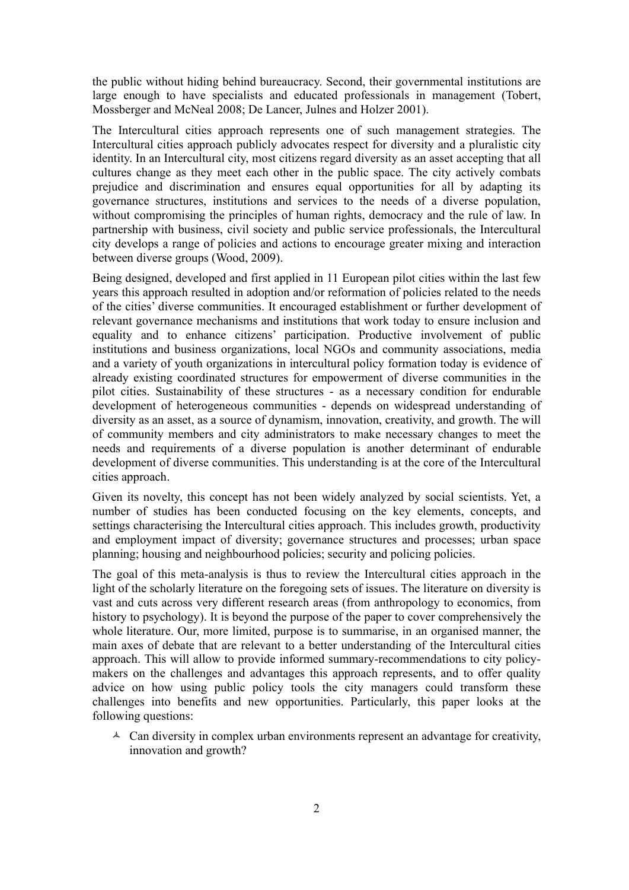the public without hiding behind bureaucracy. Second, their governmental institutions are large enough to have specialists and educated professionals in management (Tobert, Mossberger and McNeal 2008; De Lancer, Julnes and Holzer 2001).

The Intercultural cities approach represents one of such management strategies. The Intercultural cities approach publicly advocates respect for diversity and a pluralistic city identity. In an Intercultural city, most citizens regard diversity as an asset accepting that all cultures change as they meet each other in the public space. The city actively combats prejudice and discrimination and ensures equal opportunities for all by adapting its governance structures, institutions and services to the needs of a diverse population, without compromising the principles of human rights, democracy and the rule of law. In partnership with business, civil society and public service professionals, the Intercultural city develops a range of policies and actions to encourage greater mixing and interaction between diverse groups (Wood, 2009).

Being designed, developed and first applied in 11 European pilot cities within the last few years this approach resulted in adoption and/or reformation of policies related to the needs of the cities' diverse communities. It encouraged establishment or further development of relevant governance mechanisms and institutions that work today to ensure inclusion and equality and to enhance citizens' participation. Productive involvement of public institutions and business organizations, local NGOs and community associations, media and a variety of youth organizations in intercultural policy formation today is evidence of already existing coordinated structures for empowerment of diverse communities in the pilot cities. Sustainability of these structures - as a necessary condition for endurable development of heterogeneous communities - depends on widespread understanding of diversity as an asset, as a source of dynamism, innovation, creativity, and growth. The will of community members and city administrators to make necessary changes to meet the needs and requirements of a diverse population is another determinant of endurable development of diverse communities. This understanding is at the core of the Intercultural cities approach.

Given its novelty, this concept has not been widely analyzed by social scientists. Yet, a number of studies has been conducted focusing on the key elements, concepts, and settings characterising the Intercultural cities approach. This includes growth, productivity and employment impact of diversity; governance structures and processes; urban space planning; housing and neighbourhood policies; security and policing policies.

The goal of this meta-analysis is thus to review the Intercultural cities approach in the light of the scholarly literature on the foregoing sets of issues. The literature on diversity is vast and cuts across very different research areas (from anthropology to economics, from history to psychology). It is beyond the purpose of the paper to cover comprehensively the whole literature. Our, more limited, purpose is to summarise, in an organised manner, the main axes of debate that are relevant to a better understanding of the Intercultural cities approach. This will allow to provide informed summary-recommendations to city policy-makers on the challenges and advantages this approach represents, and to offer quality advice on how using public policy tools the city managers could transform these challenges into benefits and new opportunities. Particularly, this paper looks at the following questions:

- Can diversity in complex urban environments represent an advantage for creativity, innovation and growth?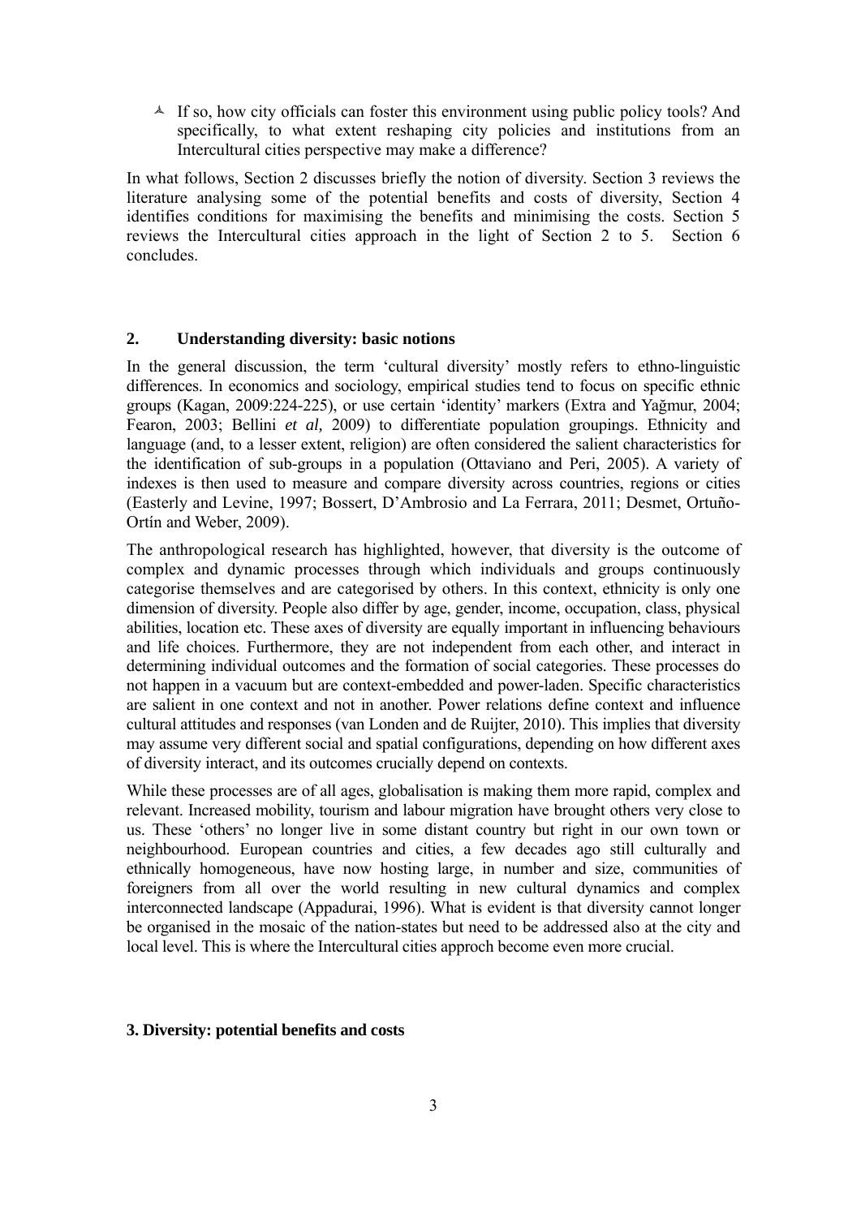- If so, how city officials can foster this environment using public policy tools? And specifically, to what extent reshaping city policies and institutions from an Intercultural cities perspective may make a difference?

In what follows, Section 2 discusses briefly the notion of diversity. Section 3 reviews the literature analysing some of the potential benefits and costs of diversity, Section 4 identifies conditions for maximising the benefits and minimising the costs. Section 5 reviews the Intercultural cities approach in the light of Section 2 to 5. Section 6 concludes.

## 2. Understanding diversity: basic notions

In the general discussion, the term 'cultural diversity' mostly refers to ethno-linguistic differences. In economics and sociology, empirical studies tend to focus on specific ethnic groups (Kagan, 2009:224-225), or use certain 'identity' markers (Extra and Yağmur, 2004; Fearon, 2003; Bellini *et al,* 2009) to differentiate population groupings. Ethnicity and language (and, to a lesser extent, religion) are often considered the salient characteristics for the identification of sub-groups in a population (Ottaviano and Peri, 2005). A variety of indexes is then used to measure and compare diversity across countries, regions or cities (Easterly and Levine, 1997; Bossert, D'Ambrosio and La Ferrara, 2011; Desmet, Ortuño-Ortín and Weber, 2009).

The anthropological research has highlighted, however, that diversity is the outcome of complex and dynamic processes through which individuals and groups continuously categorise themselves and are categorised by others. In this context, ethnicity is only one dimension of diversity. People also differ by age, gender, income, occupation, class, physical abilities, location etc. These axes of diversity are equally important in influencing behaviours and life choices. Furthermore, they are not independent from each other, and interact in determining individual outcomes and the formation of social categories. These processes do not happen in a vacuum but are context-embedded and power-laden. Specific characteristics are salient in one context and not in another. Power relations define context and influence cultural attitudes and responses (van Londen and de Ruijter, 2010). This implies that diversity may assume very different social and spatial configurations, depending on how different axes of diversity interact, and its outcomes crucially depend on contexts.

While these processes are of all ages, globalisation is making them more rapid, complex and relevant. Increased mobility, tourism and labour migration have brought others very close to us. These 'others' no longer live in some distant country but right in our own town or neighbourhood. European countries and cities, a few decades ago still culturally and ethnically homogeneous, have now hosting large, in number and size, communities of foreigners from all over the world resulting in new cultural dynamics and complex interconnected landscape (Appadurai, 1996). What is evident is that diversity cannot longer be organised in the mosaic of the nation-states but need to be addressed also at the city and local level. This is where the Intercultural cities approch become even more crucial.

## 3. Diversity: potential benefits and costs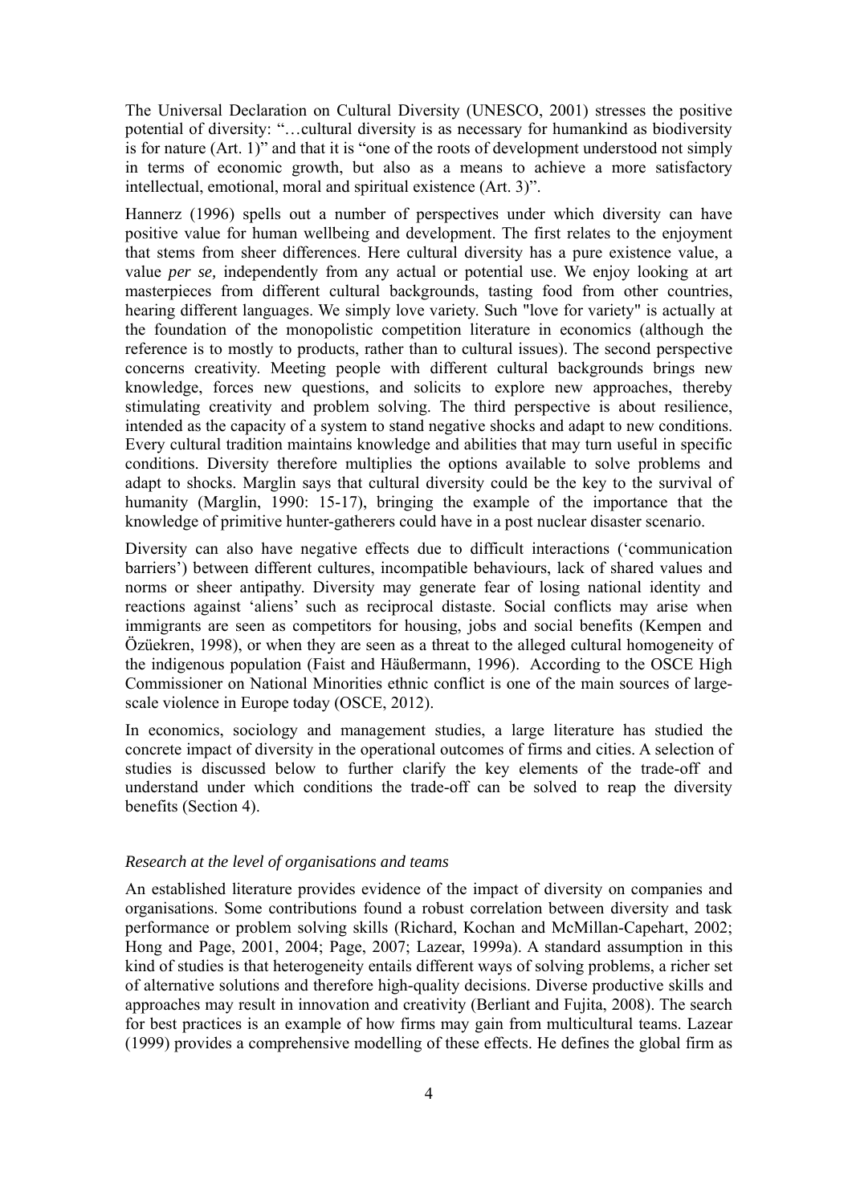The Universal Declaration on Cultural Diversity (UNESCO, 2001) stresses the positive potential of diversity: "…cultural diversity is as necessary for humankind as biodiversity is for nature (Art. 1)" and that it is "one of the roots of development understood not simply in terms of economic growth, but also as a means to achieve a more satisfactory intellectual, emotional, moral and spiritual existence (Art. 3)".

Hannerz (1996) spells out a number of perspectives under which diversity can have positive value for human wellbeing and development. The first relates to the enjoyment that stems from sheer differences. Here cultural diversity has a pure existence value, a value *per se,* independently from any actual or potential use. We enjoy looking at art masterpieces from different cultural backgrounds, tasting food from other countries, hearing different languages. We simply love variety. Such "love for variety" is actually at the foundation of the monopolistic competition literature in economics (although the reference is to mostly to products, rather than to cultural issues). The second perspective concerns creativity. Meeting people with different cultural backgrounds brings new knowledge, forces new questions, and solicits to explore new approaches, thereby stimulating creativity and problem solving. The third perspective is about resilience, intended as the capacity of a system to stand negative shocks and adapt to new conditions. Every cultural tradition maintains knowledge and abilities that may turn useful in specific conditions. Diversity therefore multiplies the options available to solve problems and adapt to shocks. Marglin says that cultural diversity could be the key to the survival of humanity (Marglin, 1990: 15-17), bringing the example of the importance that the knowledge of primitive hunter-gatherers could have in a post nuclear disaster scenario.

Diversity can also have negative effects due to difficult interactions ('communication barriers') between different cultures, incompatible behaviours, lack of shared values and norms or sheer antipathy. Diversity may generate fear of losing national identity and reactions against 'aliens' such as reciprocal distaste. Social conflicts may arise when immigrants are seen as competitors for housing, jobs and social benefits (Kempen and Özüekren, 1998), or when they are seen as a threat to the alleged cultural homogeneity of the indigenous population (Faist and Häußermann, 1996). According to the OSCE High Commissioner on National Minorities ethnic conflict is one of the main sources of large-scale violence in Europe today (OSCE, 2012).

In economics, sociology and management studies, a large literature has studied the concrete impact of diversity in the operational outcomes of firms and cities. A selection of studies is discussed below to further clarify the key elements of the trade-off and understand under which conditions the trade-off can be solved to reap the diversity benefits (Section 4).

### *Research at the level of organisations and teams*

An established literature provides evidence of the impact of diversity on companies and organisations. Some contributions found a robust correlation between diversity and task performance or problem solving skills (Richard, Kochan and McMillan-Capehart, 2002; Hong and Page, 2001, 2004; Page, 2007; Lazear, 1999a). A standard assumption in this kind of studies is that heterogeneity entails different ways of solving problems, a richer set of alternative solutions and therefore high-quality decisions. Diverse productive skills and approaches may result in innovation and creativity (Berliant and Fujita, 2008). The search for best practices is an example of how firms may gain from multicultural teams. Lazear (1999) provides a comprehensive modelling of these effects. He defines the global firm as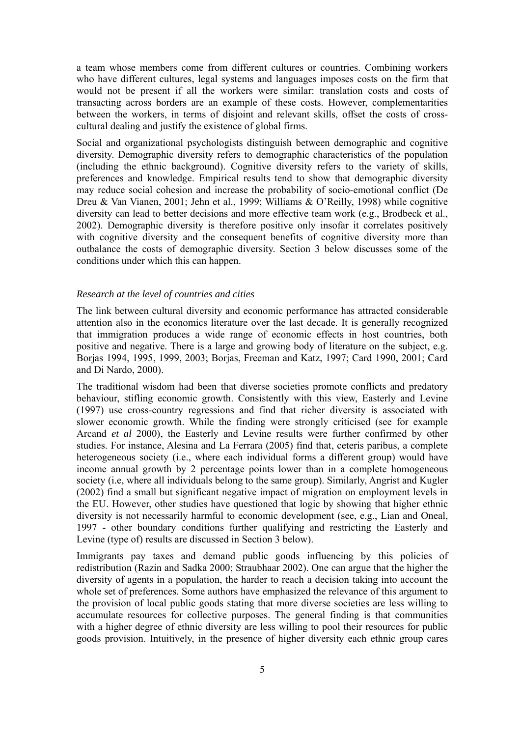a team whose members come from different cultures or countries. Combining workers who have different cultures, legal systems and languages imposes costs on the firm that would not be present if all the workers were similar: translation costs and costs of transacting across borders are an example of these costs. However, complementarities between the workers, in terms of disjoint and relevant skills, offset the costs of cross-cultural dealing and justify the existence of global firms.

Social and organizational psychologists distinguish between demographic and cognitive diversity. Demographic diversity refers to demographic characteristics of the population (including the ethnic background). Cognitive diversity refers to the variety of skills, preferences and knowledge. Empirical results tend to show that demographic diversity may reduce social cohesion and increase the probability of socio-emotional conflict (De Dreu & Van Vianen, 2001; Jehn et al., 1999; Williams & O'Reilly, 1998) while cognitive diversity can lead to better decisions and more effective team work (e.g., Brodbeck et al., 2002). Demographic diversity is therefore positive only insofar it correlates positively with cognitive diversity and the consequent benefits of cognitive diversity more than outbalance the costs of demographic diversity. Section 3 below discusses some of the conditions under which this can happen.

*Research at the level of countries and cities*

The link between cultural diversity and economic performance has attracted considerable attention also in the economics literature over the last decade. It is generally recognized that immigration produces a wide range of economic effects in host countries, both positive and negative. There is a large and growing body of literature on the subject, e.g. Borjas 1994, 1995, 1999, 2003; Borjas, Freeman and Katz, 1997; Card 1990, 2001; Card and Di Nardo, 2000).

The traditional wisdom had been that diverse societies promote conflicts and predatory behaviour, stifling economic growth. Consistently with this view, Easterly and Levine (1997) use cross-country regressions and find that richer diversity is associated with slower economic growth. While the finding were strongly criticised (see for example Arcand *et al* 2000), the Easterly and Levine results were further confirmed by other studies. For instance, Alesina and La Ferrara (2005) find that, ceteris paribus, a complete heterogeneous society (i.e., where each individual forms a different group) would have income annual growth by 2 percentage points lower than in a complete homogeneous society (i.e, where all individuals belong to the same group). Similarly, Angrist and Kugler (2002) find a small but significant negative impact of migration on employment levels in the EU. However, other studies have questioned that logic by showing that higher ethnic diversity is not necessarily harmful to economic development (see, e.g., Lian and Oneal, 1997 - other boundary conditions further qualifying and restricting the Easterly and Levine (type of) results are discussed in Section 3 below).

Immigrants pay taxes and demand public goods influencing by this policies of redistribution (Razin and Sadka 2000; Straubhaar 2002). One can argue that the higher the diversity of agents in a population, the harder to reach a decision taking into account the whole set of preferences. Some authors have emphasized the relevance of this argument to the provision of local public goods stating that more diverse societies are less willing to accumulate resources for collective purposes. The general finding is that communities with a higher degree of ethnic diversity are less willing to pool their resources for public goods provision. Intuitively, in the presence of higher diversity each ethnic group cares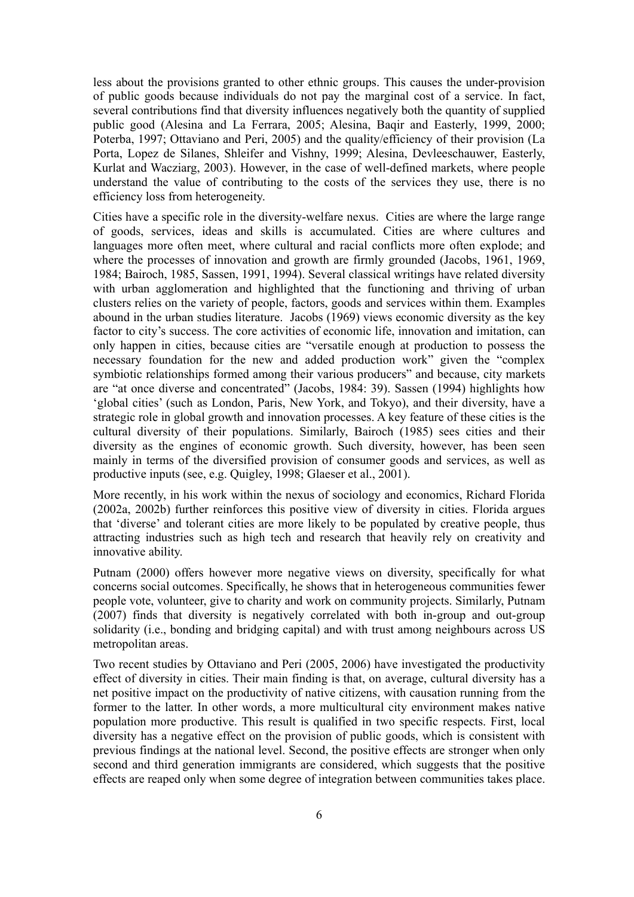less about the provisions granted to other ethnic groups. This causes the under-provision of public goods because individuals do not pay the marginal cost of a service. In fact, several contributions find that diversity influences negatively both the quantity of supplied public good (Alesina and La Ferrara, 2005; Alesina, Baqir and Easterly, 1999, 2000; Poterba, 1997; Ottaviano and Peri, 2005) and the quality/efficiency of their provision (La Porta, Lopez de Silanes, Shleifer and Vishny, 1999; Alesina, Devleeschauwer, Easterly, Kurlat and Wacziarg, 2003). However, in the case of well-defined markets, where people understand the value of contributing to the costs of the services they use, there is no efficiency loss from heterogeneity.

Cities have a specific role in the diversity-welfare nexus. Cities are where the large range of goods, services, ideas and skills is accumulated. Cities are where cultures and languages more often meet, where cultural and racial conflicts more often explode; and where the processes of innovation and growth are firmly grounded (Jacobs, 1961, 1969, 1984; Bairoch, 1985, Sassen, 1991, 1994). Several classical writings have related diversity with urban agglomeration and highlighted that the functioning and thriving of urban clusters relies on the variety of people, factors, goods and services within them. Examples abound in the urban studies literature. Jacobs (1969) views economic diversity as the key factor to city's success. The core activities of economic life, innovation and imitation, can only happen in cities, because cities are "versatile enough at production to possess the necessary foundation for the new and added production work" given the "complex symbiotic relationships formed among their various producers" and because, city markets are "at once diverse and concentrated" (Jacobs, 1984: 39). Sassen (1994) highlights how 'global cities' (such as London, Paris, New York, and Tokyo), and their diversity, have a strategic role in global growth and innovation processes. A key feature of these cities is the cultural diversity of their populations. Similarly, Bairoch (1985) sees cities and their diversity as the engines of economic growth. Such diversity, however, has been seen mainly in terms of the diversified provision of consumer goods and services, as well as productive inputs (see, e.g. Quigley, 1998; Glaeser et al., 2001).

More recently, in his work within the nexus of sociology and economics, Richard Florida (2002a, 2002b) further reinforces this positive view of diversity in cities. Florida argues that 'diverse' and tolerant cities are more likely to be populated by creative people, thus attracting industries such as high tech and research that heavily rely on creativity and innovative ability.

Putnam (2000) offers however more negative views on diversity, specifically for what concerns social outcomes. Specifically, he shows that in heterogeneous communities fewer people vote, volunteer, give to charity and work on community projects. Similarly, Putnam (2007) finds that diversity is negatively correlated with both in-group and out-group solidarity (i.e., bonding and bridging capital) and with trust among neighbours across US metropolitan areas.

Two recent studies by Ottaviano and Peri (2005, 2006) have investigated the productivity effect of diversity in cities. Their main finding is that, on average, cultural diversity has a net positive impact on the productivity of native citizens, with causation running from the former to the latter. In other words, a more multicultural city environment makes native population more productive. This result is qualified in two specific respects. First, local diversity has a negative effect on the provision of public goods, which is consistent with previous findings at the national level. Second, the positive effects are stronger when only second and third generation immigrants are considered, which suggests that the positive effects are reaped only when some degree of integration between communities takes place.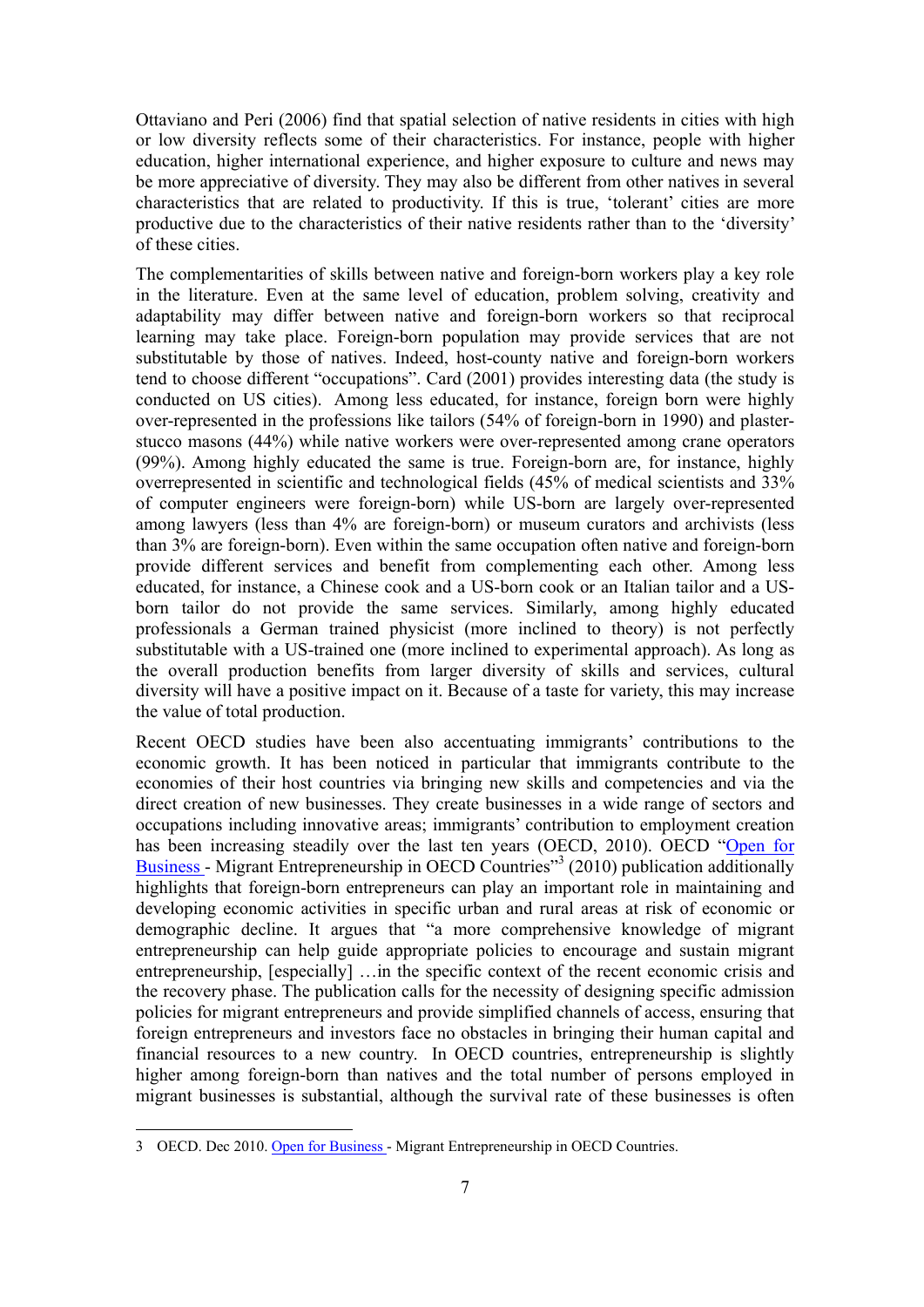Ottaviano and Peri (2006) find that spatial selection of native residents in cities with high or low diversity reflects some of their characteristics. For instance, people with higher education, higher international experience, and higher exposure to culture and news may be more appreciative of diversity. They may also be different from other natives in several characteristics that are related to productivity. If this is true, 'tolerant' cities are more productive due to the characteristics of their native residents rather than to the 'diversity' of these cities.

The complementarities of skills between native and foreign-born workers play a key role in the literature. Even at the same level of education, problem solving, creativity and adaptability may differ between native and foreign-born workers so that reciprocal learning may take place. Foreign-born population may provide services that are not substitutable by those of natives. Indeed, host-county native and foreign-born workers tend to choose different "occupations". Card (2001) provides interesting data (the study is conducted on US cities). Among less educated, for instance, foreign born were highly over-represented in the professions like tailors (54% of foreign-born in 1990) and plaster-stucco masons (44%) while native workers were over-represented among crane operators (99%). Among highly educated the same is true. Foreign-born are, for instance, highly overrepresented in scientific and technological fields (45% of medical scientists and 33% of computer engineers were foreign-born) while US-born are largely over-represented among lawyers (less than 4% are foreign-born) or museum curators and archivists (less than 3% are foreign-born). Even within the same occupation often native and foreign-born provide different services and benefit from complementing each other. Among less educated, for instance, a Chinese cook and a US-born cook or an Italian tailor and a US-born tailor do not provide the same services. Similarly, among highly educated professionals a German trained physicist (more inclined to theory) is not perfectly substitutable with a US-trained one (more inclined to experimental approach). As long as the overall production benefits from larger diversity of skills and services, cultural diversity will have a positive impact on it. Because of a taste for variety, this may increase the value of total production.

Recent OECD studies have been also accentuating immigrants' contributions to the economic growth. It has been noticed in particular that immigrants contribute to the economies of their host countries via bringing new skills and competencies and via the direct creation of new businesses. They create businesses in a wide range of sectors and occupations including innovative areas; immigrants' contribution to employment creation has been increasing steadily over the last ten years (OECD, 2010). OECD "Open for Business - Migrant Entrepreneurship in OECD Countries"[3] (2010) publication additionally highlights that foreign-born entrepreneurs can play an important role in maintaining and developing economic activities in specific urban and rural areas at risk of economic or demographic decline. It argues that "a more comprehensive knowledge of migrant entrepreneurship can help guide appropriate policies to encourage and sustain migrant entrepreneurship, [especially] …in the specific context of the recent economic crisis and the recovery phase. The publication calls for the necessity of designing specific admission policies for migrant entrepreneurs and provide simplified channels of access, ensuring that foreign entrepreneurs and investors face no obstacles in bringing their human capital and financial resources to a new country. In OECD countries, entrepreneurship is slightly higher among foreign-born than natives and the total number of persons employed in migrant businesses is substantial, although the survival rate of these businesses is often

[3] OECD. Dec 2010. Open for Business - Migrant Entrepreneurship in OECD Countries.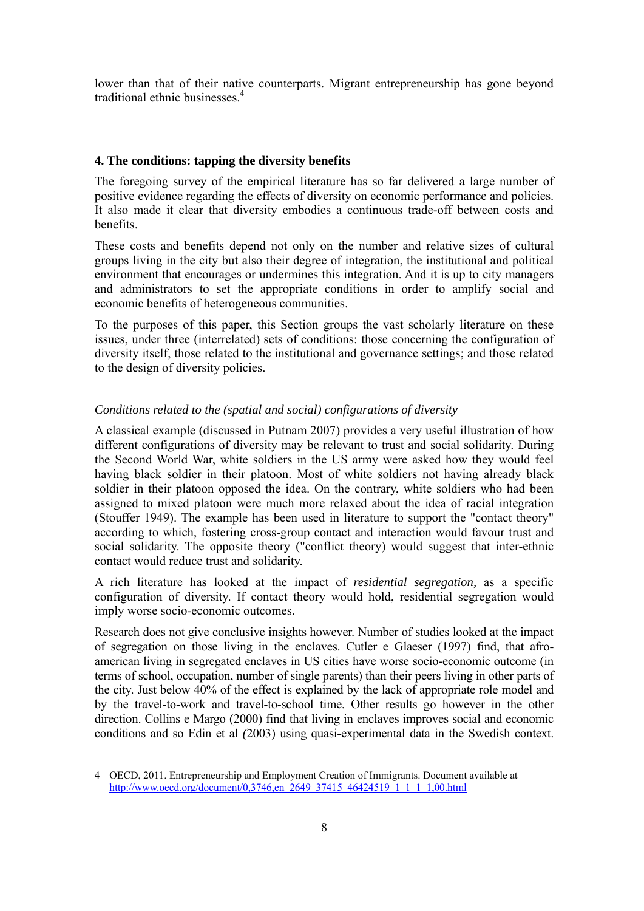lower than that of their native counterparts. Migrant entrepreneurship has gone beyond traditional ethnic businesses.[4]

## 4. The conditions: tapping the diversity benefits

The foregoing survey of the empirical literature has so far delivered a large number of positive evidence regarding the effects of diversity on economic performance and policies. It also made it clear that diversity embodies a continuous trade-off between costs and benefits.

These costs and benefits depend not only on the number and relative sizes of cultural groups living in the city but also their degree of integration, the institutional and political environment that encourages or undermines this integration. And it is up to city managers and administrators to set the appropriate conditions in order to amplify social and economic benefits of heterogeneous communities.

To the purposes of this paper, this Section groups the vast scholarly literature on these issues, under three (interrelated) sets of conditions: those concerning the configuration of diversity itself, those related to the institutional and governance settings; and those related to the design of diversity policies.

### *Conditions related to the (spatial and social) configurations of diversity*

A classical example (discussed in Putnam 2007) provides a very useful illustration of how different configurations of diversity may be relevant to trust and social solidarity. During the Second World War, white soldiers in the US army were asked how they would feel having black soldier in their platoon. Most of white soldiers not having already black soldier in their platoon opposed the idea. On the contrary, white soldiers who had been assigned to mixed platoon were much more relaxed about the idea of racial integration (Stouffer 1949). The example has been used in literature to support the "contact theory" according to which, fostering cross-group contact and interaction would favour trust and social solidarity. The opposite theory ("conflict theory) would suggest that inter-ethnic contact would reduce trust and solidarity.

A rich literature has looked at the impact of *residential segregation,* as a specific configuration of diversity. If contact theory would hold, residential segregation would imply worse socio-economic outcomes.

Research does not give conclusive insights however. Number of studies looked at the impact of segregation on those living in the enclaves. Cutler e Glaeser (1997) find, that afro-american living in segregated enclaves in US cities have worse socio-economic outcome (in terms of school, occupation, number of single parents) than their peers living in other parts of the city. Just below 40% of the effect is explained by the lack of appropriate role model and by the travel-to-work and travel-to-school time. Other results go however in the other direction. Collins e Margo (2000) find that living in enclaves improves social and economic conditions and so Edin et al *(*2003) using quasi-experimental data in the Swedish context.

---

4 OECD, 2011. Entrepreneurship and Employment Creation of Immigrants. Document available at http://www.oecd.org/document/0,3746,en_2649_37415_46424519_1_1_1_1,00.html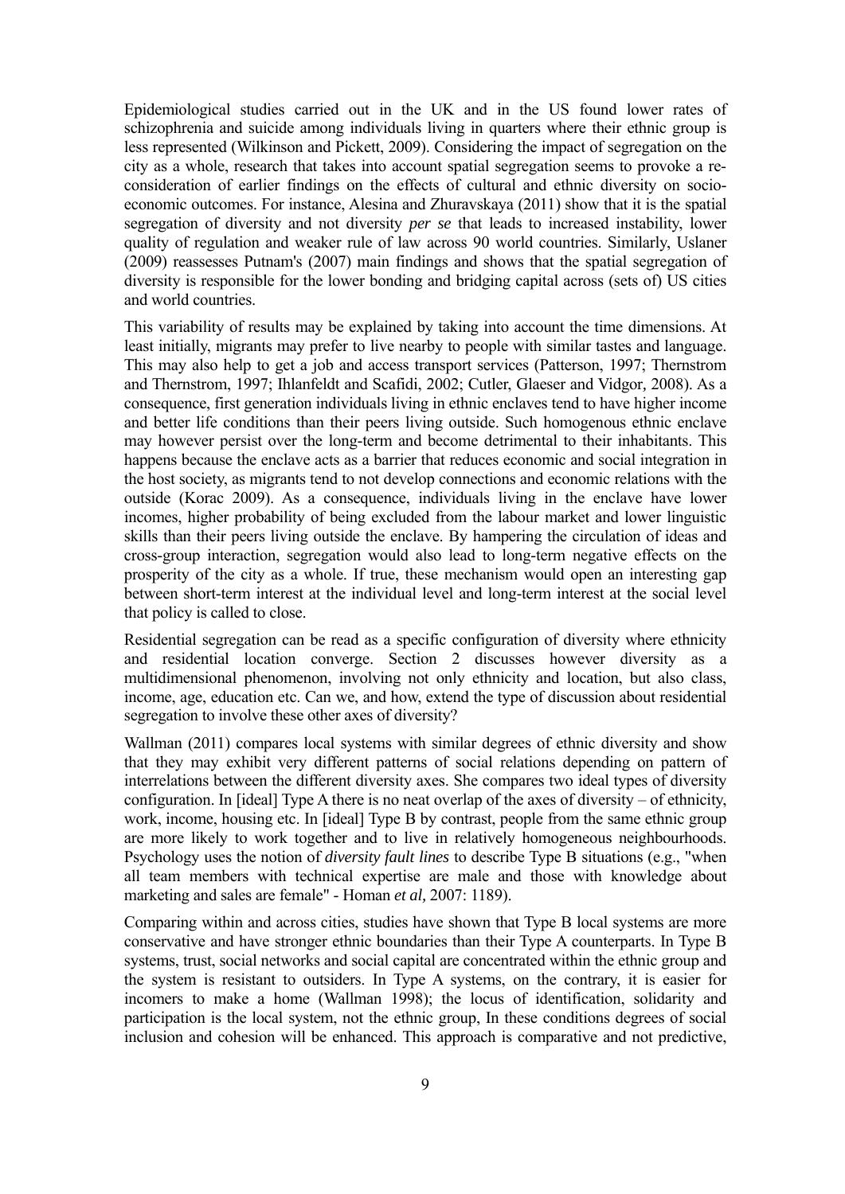Epidemiological studies carried out in the UK and in the US found lower rates of schizophrenia and suicide among individuals living in quarters where their ethnic group is less represented (Wilkinson and Pickett, 2009). Considering the impact of segregation on the city as a whole, research that takes into account spatial segregation seems to provoke a re-consideration of earlier findings on the effects of cultural and ethnic diversity on socio-economic outcomes. For instance, Alesina and Zhuravskaya (2011) show that it is the spatial segregation of diversity and not diversity *per se* that leads to increased instability, lower quality of regulation and weaker rule of law across 90 world countries. Similarly, Uslaner (2009) reassesses Putnam's (2007) main findings and shows that the spatial segregation of diversity is responsible for the lower bonding and bridging capital across (sets of) US cities and world countries.

This variability of results may be explained by taking into account the time dimensions. At least initially, migrants may prefer to live nearby to people with similar tastes and language. This may also help to get a job and access transport services (Patterson, 1997; Thernstrom and Thernstrom, 1997; Ihlanfeldt and Scafidi, 2002; Cutler, Glaeser and Vidgor, 2008). As a consequence, first generation individuals living in ethnic enclaves tend to have higher income and better life conditions than their peers living outside. Such homogenous ethnic enclave may however persist over the long-term and become detrimental to their inhabitants. This happens because the enclave acts as a barrier that reduces economic and social integration in the host society, as migrants tend to not develop connections and economic relations with the outside (Korac 2009). As a consequence, individuals living in the enclave have lower incomes, higher probability of being excluded from the labour market and lower linguistic skills than their peers living outside the enclave. By hampering the circulation of ideas and cross-group interaction, segregation would also lead to long-term negative effects on the prosperity of the city as a whole. If true, these mechanism would open an interesting gap between short-term interest at the individual level and long-term interest at the social level that policy is called to close.

Residential segregation can be read as a specific configuration of diversity where ethnicity and residential location converge. Section 2 discusses however diversity as a multidimensional phenomenon, involving not only ethnicity and location, but also class, income, age, education etc. Can we, and how, extend the type of discussion about residential segregation to involve these other axes of diversity?

Wallman (2011) compares local systems with similar degrees of ethnic diversity and show that they may exhibit very different patterns of social relations depending on pattern of interrelations between the different diversity axes. She compares two ideal types of diversity configuration. In [ideal] Type A there is no neat overlap of the axes of diversity – of ethnicity, work, income, housing etc. In [ideal] Type B by contrast, people from the same ethnic group are more likely to work together and to live in relatively homogeneous neighbourhoods. Psychology uses the notion of *diversity fault lines* to describe Type B situations (e.g., "when all team members with technical expertise are male and those with knowledge about marketing and sales are female" - Homan *et al,* 2007: 1189).

Comparing within and across cities, studies have shown that Type B local systems are more conservative and have stronger ethnic boundaries than their Type A counterparts. In Type B systems, trust, social networks and social capital are concentrated within the ethnic group and the system is resistant to outsiders. In Type A systems, on the contrary, it is easier for incomers to make a home (Wallman 1998); the locus of identification, solidarity and participation is the local system, not the ethnic group, In these conditions degrees of social inclusion and cohesion will be enhanced. This approach is comparative and not predictive,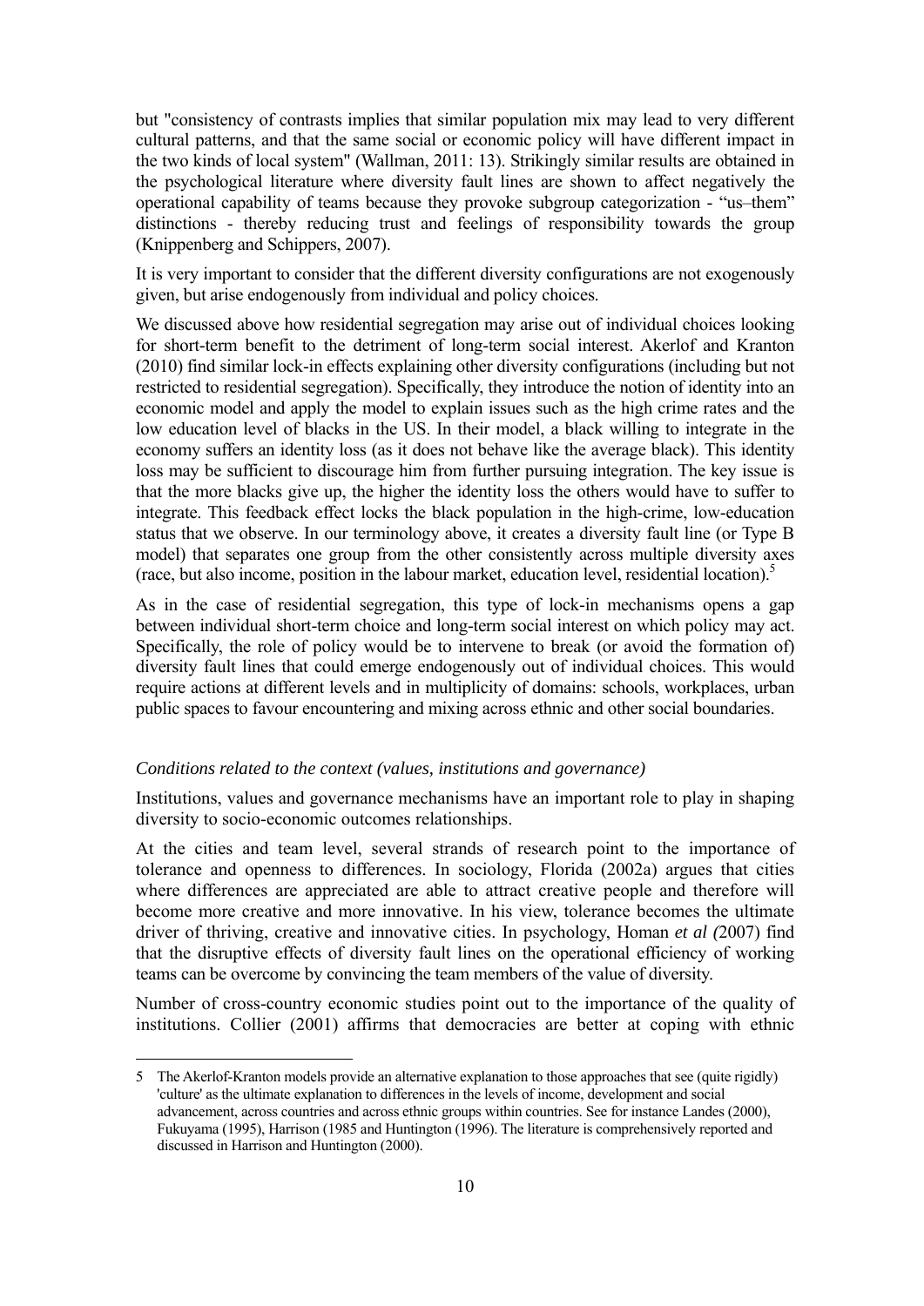but "consistency of contrasts implies that similar population mix may lead to very different cultural patterns, and that the same social or economic policy will have different impact in the two kinds of local system" (Wallman, 2011: 13). Strikingly similar results are obtained in the psychological literature where diversity fault lines are shown to affect negatively the operational capability of teams because they provoke subgroup categorization - "us–them" distinctions - thereby reducing trust and feelings of responsibility towards the group (Knippenberg and Schippers, 2007).

It is very important to consider that the different diversity configurations are not exogenously given, but arise endogenously from individual and policy choices.

We discussed above how residential segregation may arise out of individual choices looking for short-term benefit to the detriment of long-term social interest. Akerlof and Kranton (2010) find similar lock-in effects explaining other diversity configurations (including but not restricted to residential segregation). Specifically, they introduce the notion of identity into an economic model and apply the model to explain issues such as the high crime rates and the low education level of blacks in the US. In their model, a black willing to integrate in the economy suffers an identity loss (as it does not behave like the average black). This identity loss may be sufficient to discourage him from further pursuing integration. The key issue is that the more blacks give up, the higher the identity loss the others would have to suffer to integrate. This feedback effect locks the black population in the high-crime, low-education status that we observe. In our terminology above, it creates a diversity fault line (or Type B model) that separates one group from the other consistently across multiple diversity axes (race, but also income, position in the labour market, education level, residential location).[5]

As in the case of residential segregation, this type of lock-in mechanisms opens a gap between individual short-term choice and long-term social interest on which policy may act. Specifically, the role of policy would be to intervene to break (or avoid the formation of) diversity fault lines that could emerge endogenously out of individual choices. This would require actions at different levels and in multiplicity of domains: schools, workplaces, urban public spaces to favour encountering and mixing across ethnic and other social boundaries.

*Conditions related to the context (values, institutions and governance)*

Institutions, values and governance mechanisms have an important role to play in shaping diversity to socio-economic outcomes relationships.

At the cities and team level, several strands of research point to the importance of tolerance and openness to differences. In sociology, Florida (2002a) argues that cities where differences are appreciated are able to attract creative people and therefore will become more creative and more innovative. In his view, tolerance becomes the ultimate driver of thriving, creative and innovative cities. In psychology, Homan *et al (*2007) find that the disruptive effects of diversity fault lines on the operational efficiency of working teams can be overcome by convincing the team members of the value of diversity.

Number of cross-country economic studies point out to the importance of the quality of institutions. Collier (2001) affirms that democracies are better at coping with ethnic

5 The Akerlof-Kranton models provide an alternative explanation to those approaches that see (quite rigidly) 'culture' as the ultimate explanation to differences in the levels of income, development and social advancement, across countries and across ethnic groups within countries. See for instance Landes (2000), Fukuyama (1995), Harrison (1985 and Huntington (1996). The literature is comprehensively reported and discussed in Harrison and Huntington (2000).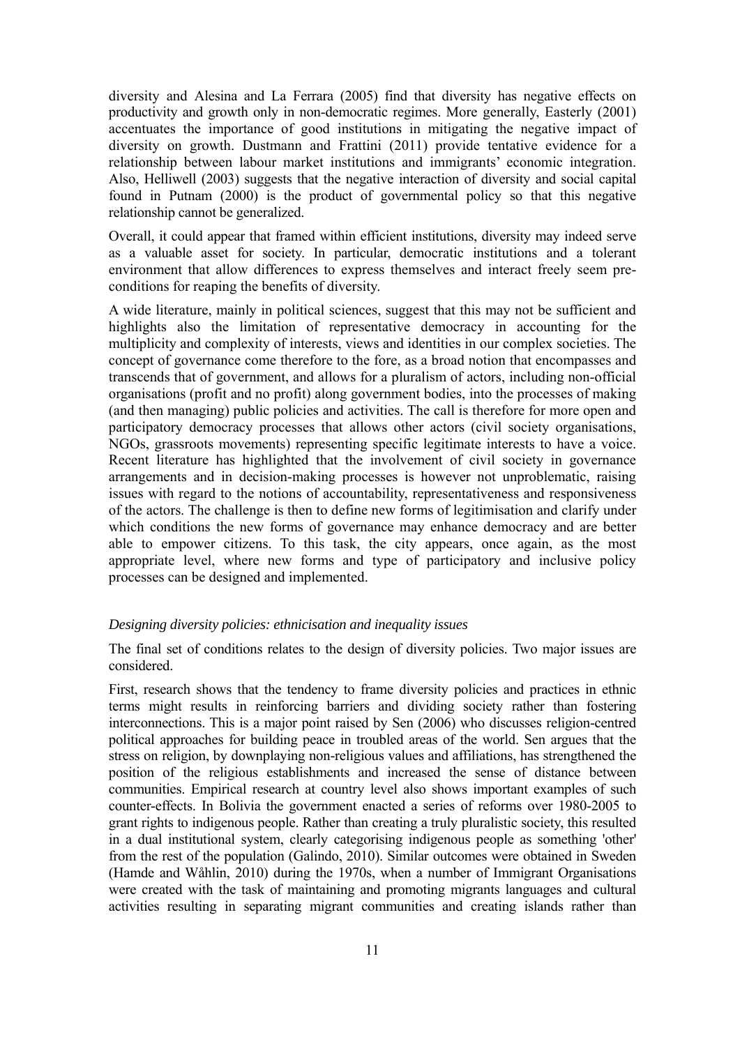diversity and Alesina and La Ferrara (2005) find that diversity has negative effects on productivity and growth only in non-democratic regimes. More generally, Easterly (2001) accentuates the importance of good institutions in mitigating the negative impact of diversity on growth. Dustmann and Frattini (2011) provide tentative evidence for a relationship between labour market institutions and immigrants' economic integration. Also, Helliwell (2003) suggests that the negative interaction of diversity and social capital found in Putnam (2000) is the product of governmental policy so that this negative relationship cannot be generalized.

Overall, it could appear that framed within efficient institutions, diversity may indeed serve as a valuable asset for society. In particular, democratic institutions and a tolerant environment that allow differences to express themselves and interact freely seem pre-conditions for reaping the benefits of diversity.

A wide literature, mainly in political sciences, suggest that this may not be sufficient and highlights also the limitation of representative democracy in accounting for the multiplicity and complexity of interests, views and identities in our complex societies. The concept of governance come therefore to the fore, as a broad notion that encompasses and transcends that of government, and allows for a pluralism of actors, including non-official organisations (profit and no profit) along government bodies, into the processes of making (and then managing) public policies and activities. The call is therefore for more open and participatory democracy processes that allows other actors (civil society organisations, NGOs, grassroots movements) representing specific legitimate interests to have a voice. Recent literature has highlighted that the involvement of civil society in governance arrangements and in decision-making processes is however not unproblematic, raising issues with regard to the notions of accountability, representativeness and responsiveness of the actors. The challenge is then to define new forms of legitimisation and clarify under which conditions the new forms of governance may enhance democracy and are better able to empower citizens. To this task, the city appears, once again, as the most appropriate level, where new forms and type of participatory and inclusive policy processes can be designed and implemented.

*Designing diversity policies: ethnicisation and inequality issues*

The final set of conditions relates to the design of diversity policies. Two major issues are considered.

First, research shows that the tendency to frame diversity policies and practices in ethnic terms might results in reinforcing barriers and dividing society rather than fostering interconnections. This is a major point raised by Sen (2006) who discusses religion-centred political approaches for building peace in troubled areas of the world. Sen argues that the stress on religion, by downplaying non-religious values and affiliations, has strengthened the position of the religious establishments and increased the sense of distance between communities. Empirical research at country level also shows important examples of such counter-effects. In Bolivia the government enacted a series of reforms over 1980-2005 to grant rights to indigenous people. Rather than creating a truly pluralistic society, this resulted in a dual institutional system, clearly categorising indigenous people as something 'other' from the rest of the population (Galindo, 2010). Similar outcomes were obtained in Sweden (Hamde and Wåhlin, 2010) during the 1970s, when a number of Immigrant Organisations were created with the task of maintaining and promoting migrants languages and cultural activities resulting in separating migrant communities and creating islands rather than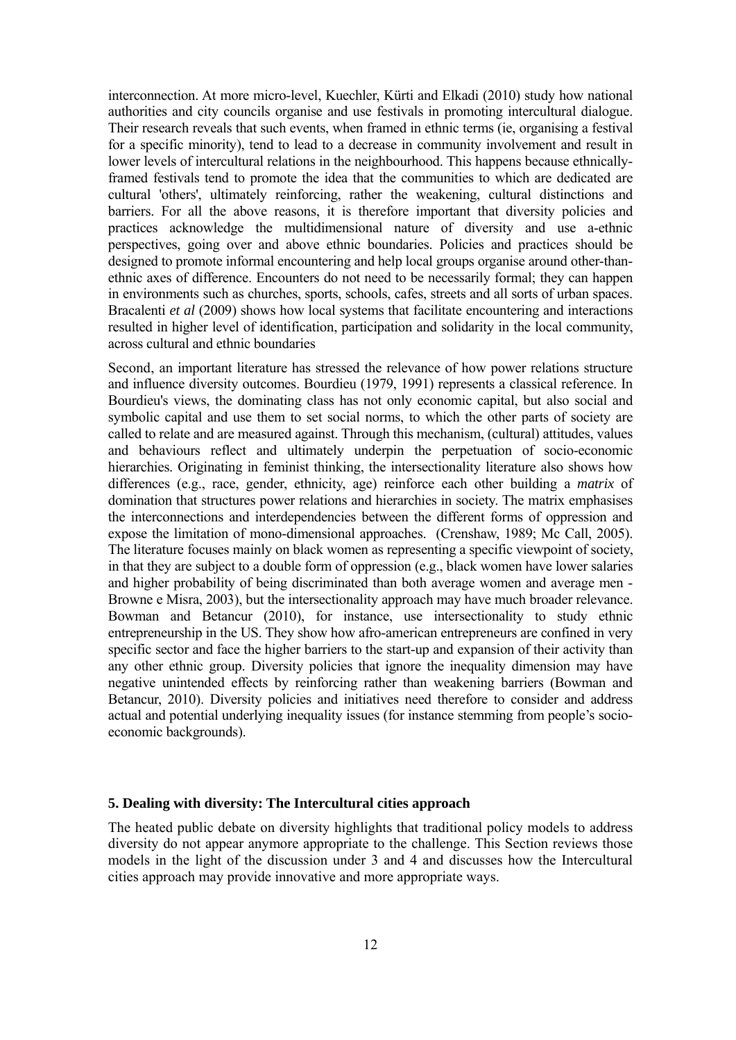interconnection. At more micro-level, Kuechler, Kürti and Elkadi (2010) study how national authorities and city councils organise and use festivals in promoting intercultural dialogue. Their research reveals that such events, when framed in ethnic terms (ie, organising a festival for a specific minority), tend to lead to a decrease in community involvement and result in lower levels of intercultural relations in the neighbourhood. This happens because ethnically-framed festivals tend to promote the idea that the communities to which are dedicated are cultural 'others', ultimately reinforcing, rather the weakening, cultural distinctions and barriers. For all the above reasons, it is therefore important that diversity policies and practices acknowledge the multidimensional nature of diversity and use a-ethnic perspectives, going over and above ethnic boundaries. Policies and practices should be designed to promote informal encountering and help local groups organise around other-than-ethnic axes of difference. Encounters do not need to be necessarily formal; they can happen in environments such as churches, sports, schools, cafes, streets and all sorts of urban spaces. Bracalenti *et al* (2009) shows how local systems that facilitate encountering and interactions resulted in higher level of identification, participation and solidarity in the local community, across cultural and ethnic boundaries

Second, an important literature has stressed the relevance of how power relations structure and influence diversity outcomes. Bourdieu (1979, 1991) represents a classical reference. In Bourdieu's views, the dominating class has not only economic capital, but also social and symbolic capital and use them to set social norms, to which the other parts of society are called to relate and are measured against. Through this mechanism, (cultural) attitudes, values and behaviours reflect and ultimately underpin the perpetuation of socio-economic hierarchies. Originating in feminist thinking, the intersectionality literature also shows how differences (e.g., race, gender, ethnicity, age) reinforce each other building a *matrix* of domination that structures power relations and hierarchies in society. The matrix emphasises the interconnections and interdependencies between the different forms of oppression and expose the limitation of mono-dimensional approaches. (Crenshaw, 1989; Mc Call, 2005). The literature focuses mainly on black women as representing a specific viewpoint of society, in that they are subject to a double form of oppression (e.g., black women have lower salaries and higher probability of being discriminated than both average women and average men - Browne e Misra, 2003), but the intersectionality approach may have much broader relevance. Bowman and Betancur (2010), for instance, use intersectionality to study ethnic entrepreneurship in the US. They show how afro-american entrepreneurs are confined in very specific sector and face the higher barriers to the start-up and expansion of their activity than any other ethnic group. Diversity policies that ignore the inequality dimension may have negative unintended effects by reinforcing rather than weakening barriers (Bowman and Betancur, 2010). Diversity policies and initiatives need therefore to consider and address actual and potential underlying inequality issues (for instance stemming from people's socio-economic backgrounds).

## 5. Dealing with diversity: The Intercultural cities approach

The heated public debate on diversity highlights that traditional policy models to address diversity do not appear anymore appropriate to the challenge. This Section reviews those models in the light of the discussion under 3 and 4 and discusses how the Intercultural cities approach may provide innovative and more appropriate ways.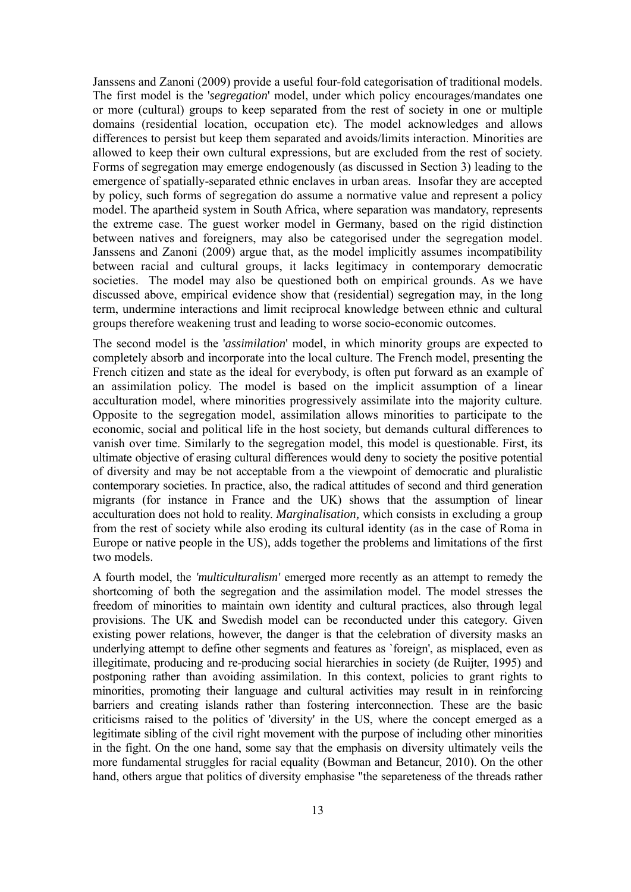Janssens and Zanoni (2009) provide a useful four-fold categorisation of traditional models. The first model is the '*segregation*' model, under which policy encourages/mandates one or more (cultural) groups to keep separated from the rest of society in one or multiple domains (residential location, occupation etc). The model acknowledges and allows differences to persist but keep them separated and avoids/limits interaction. Minorities are allowed to keep their own cultural expressions, but are excluded from the rest of society. Forms of segregation may emerge endogenously (as discussed in Section 3) leading to the emergence of spatially-separated ethnic enclaves in urban areas. Insofar they are accepted by policy, such forms of segregation do assume a normative value and represent a policy model. The apartheid system in South Africa, where separation was mandatory, represents the extreme case. The guest worker model in Germany, based on the rigid distinction between natives and foreigners, may also be categorised under the segregation model. Janssens and Zanoni (2009) argue that, as the model implicitly assumes incompatibility between racial and cultural groups, it lacks legitimacy in contemporary democratic societies. The model may also be questioned both on empirical grounds. As we have discussed above, empirical evidence show that (residential) segregation may, in the long term, undermine interactions and limit reciprocal knowledge between ethnic and cultural groups therefore weakening trust and leading to worse socio-economic outcomes.

The second model is the '*assimilation*' model, in which minority groups are expected to completely absorb and incorporate into the local culture. The French model, presenting the French citizen and state as the ideal for everybody, is often put forward as an example of an assimilation policy. The model is based on the implicit assumption of a linear acculturation model, where minorities progressively assimilate into the majority culture. Opposite to the segregation model, assimilation allows minorities to participate to the economic, social and political life in the host society, but demands cultural differences to vanish over time. Similarly to the segregation model, this model is questionable. First, its ultimate objective of erasing cultural differences would deny to society the positive potential of diversity and may be not acceptable from a the viewpoint of democratic and pluralistic contemporary societies. In practice, also, the radical attitudes of second and third generation migrants (for instance in France and the UK) shows that the assumption of linear acculturation does not hold to reality. *Marginalisation,* which consists in excluding a group from the rest of society while also eroding its cultural identity (as in the case of Roma in Europe or native people in the US), adds together the problems and limitations of the first two models.

A fourth model, the *'multiculturalism'* emerged more recently as an attempt to remedy the shortcoming of both the segregation and the assimilation model. The model stresses the freedom of minorities to maintain own identity and cultural practices, also through legal provisions. The UK and Swedish model can be reconducted under this category. Given existing power relations, however, the danger is that the celebration of diversity masks an underlying attempt to define other segments and features as `foreign', as misplaced, even as illegitimate, producing and re-producing social hierarchies in society (de Ruijter, 1995) and postponing rather than avoiding assimilation. In this context, policies to grant rights to minorities, promoting their language and cultural activities may result in in reinforcing barriers and creating islands rather than fostering interconnection. These are the basic criticisms raised to the politics of 'diversity' in the US, where the concept emerged as a legitimate sibling of the civil right movement with the purpose of including other minorities in the fight. On the one hand, some say that the emphasis on diversity ultimately veils the more fundamental struggles for racial equality (Bowman and Betancur, 2010). On the other hand, others argue that politics of diversity emphasise "the separeteness of the threads rather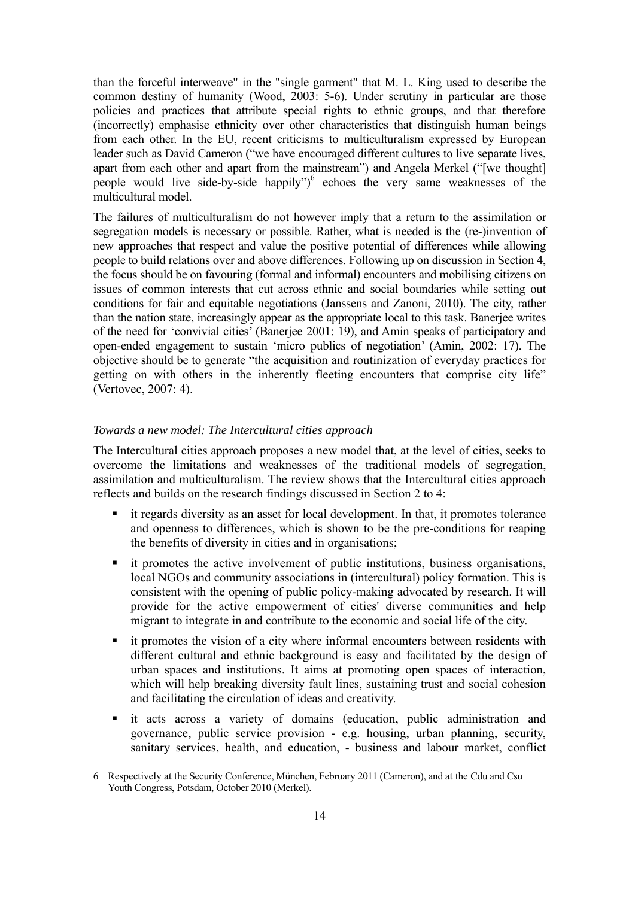than the forceful interweave" in the "single garment" that M. L. King used to describe the common destiny of humanity (Wood, 2003: 5-6). Under scrutiny in particular are those policies and practices that attribute special rights to ethnic groups, and that therefore (incorrectly) emphasise ethnicity over other characteristics that distinguish human beings from each other. In the EU, recent criticisms to multiculturalism expressed by European leader such as David Cameron ("we have encouraged different cultures to live separate lives, apart from each other and apart from the mainstream") and Angela Merkel ("[we thought] people would live side-by-side happily")[6] echoes the very same weaknesses of the multicultural model.

The failures of multiculturalism do not however imply that a return to the assimilation or segregation models is necessary or possible. Rather, what is needed is the (re-)invention of new approaches that respect and value the positive potential of differences while allowing people to build relations over and above differences. Following up on discussion in Section 4, the focus should be on favouring (formal and informal) encounters and mobilising citizens on issues of common interests that cut across ethnic and social boundaries while setting out conditions for fair and equitable negotiations (Janssens and Zanoni, 2010). The city, rather than the nation state, increasingly appear as the appropriate local to this task. Banerjee writes of the need for 'convivial cities' (Banerjee 2001: 19), and Amin speaks of participatory and open-ended engagement to sustain 'micro publics of negotiation' (Amin, 2002: 17). The objective should be to generate "the acquisition and routinization of everyday practices for getting on with others in the inherently fleeting encounters that comprise city life" (Vertovec, 2007: 4).

*Towards a new model: The Intercultural cities approach*

The Intercultural cities approach proposes a new model that, at the level of cities, seeks to overcome the limitations and weaknesses of the traditional models of segregation, assimilation and multiculturalism. The review shows that the Intercultural cities approach reflects and builds on the research findings discussed in Section 2 to 4:

- it regards diversity as an asset for local development. In that, it promotes tolerance and openness to differences, which is shown to be the pre-conditions for reaping the benefits of diversity in cities and in organisations;
- it promotes the active involvement of public institutions, business organisations, local NGOs and community associations in (intercultural) policy formation. This is consistent with the opening of public policy-making advocated by research. It will provide for the active empowerment of cities' diverse communities and help migrant to integrate in and contribute to the economic and social life of the city.
- it promotes the vision of a city where informal encounters between residents with different cultural and ethnic background is easy and facilitated by the design of urban spaces and institutions. It aims at promoting open spaces of interaction, which will help breaking diversity fault lines, sustaining trust and social cohesion and facilitating the circulation of ideas and creativity.
- it acts across a variety of domains (education, public administration and governance, public service provision - e.g. housing, urban planning, security, sanitary services, health, and education, - business and labour market, conflict

---

[6] Respectively at the Security Conference, München, February 2011 (Cameron), and at the Cdu and Csu Youth Congress, Potsdam, October 2010 (Merkel).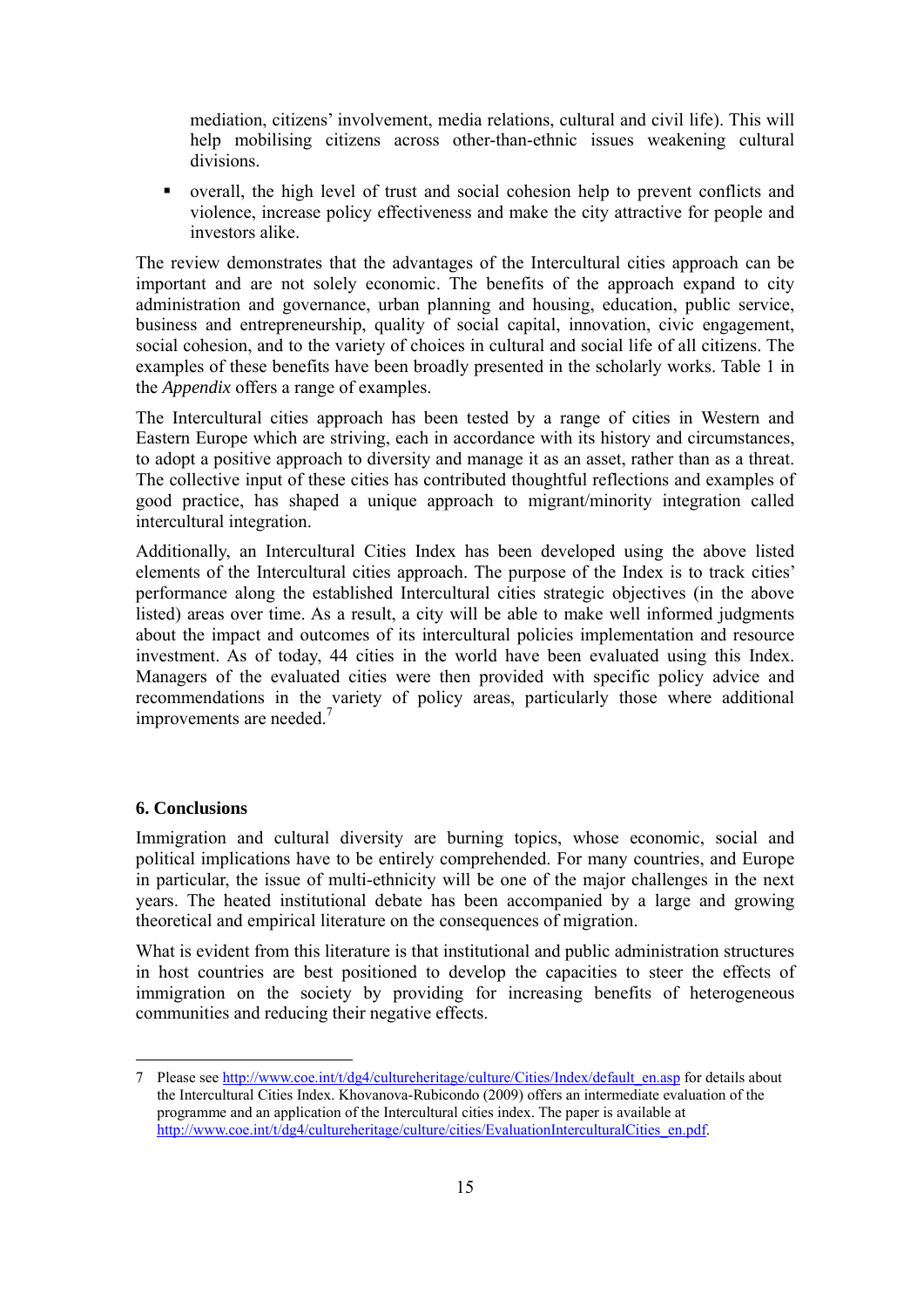mediation, citizens' involvement, media relations, cultural and civil life). This will help mobilising citizens across other-than-ethnic issues weakening cultural divisions.

- overall, the high level of trust and social cohesion help to prevent conflicts and violence, increase policy effectiveness and make the city attractive for people and investors alike.

The review demonstrates that the advantages of the Intercultural cities approach can be important and are not solely economic. The benefits of the approach expand to city administration and governance, urban planning and housing, education, public service, business and entrepreneurship, quality of social capital, innovation, civic engagement, social cohesion, and to the variety of choices in cultural and social life of all citizens. The examples of these benefits have been broadly presented in the scholarly works. Table 1 in the *Appendix* offers a range of examples.

The Intercultural cities approach has been tested by a range of cities in Western and Eastern Europe which are striving, each in accordance with its history and circumstances, to adopt a positive approach to diversity and manage it as an asset, rather than as a threat. The collective input of these cities has contributed thoughtful reflections and examples of good practice, has shaped a unique approach to migrant/minority integration called intercultural integration.

Additionally, an Intercultural Cities Index has been developed using the above listed elements of the Intercultural cities approach. The purpose of the Index is to track cities' performance along the established Intercultural cities strategic objectives (in the above listed) areas over time. As a result, a city will be able to make well informed judgments about the impact and outcomes of its intercultural policies implementation and resource investment. As of today, 44 cities in the world have been evaluated using this Index. Managers of the evaluated cities were then provided with specific policy advice and recommendations in the variety of policy areas, particularly those where additional improvements are needed.[7]

## 6. Conclusions

Immigration and cultural diversity are burning topics, whose economic, social and political implications have to be entirely comprehended. For many countries, and Europe in particular, the issue of multi-ethnicity will be one of the major challenges in the next years. The heated institutional debate has been accompanied by a large and growing theoretical and empirical literature on the consequences of migration.

What is evident from this literature is that institutional and public administration structures in host countries are best positioned to develop the capacities to steer the effects of immigration on the society by providing for increasing benefits of heterogeneous communities and reducing their negative effects.

---

7 Please see http://www.coe.int/t/dg4/cultureheritage/culture/Cities/Index/default_en.asp for details about the Intercultural Cities Index. Khovanova-Rubicondo (2009) offers an intermediate evaluation of the programme and an application of the Intercultural cities index. The paper is available at http://www.coe.int/t/dg4/cultureheritage/culture/cities/EvaluationInterculturalCities_en.pdf.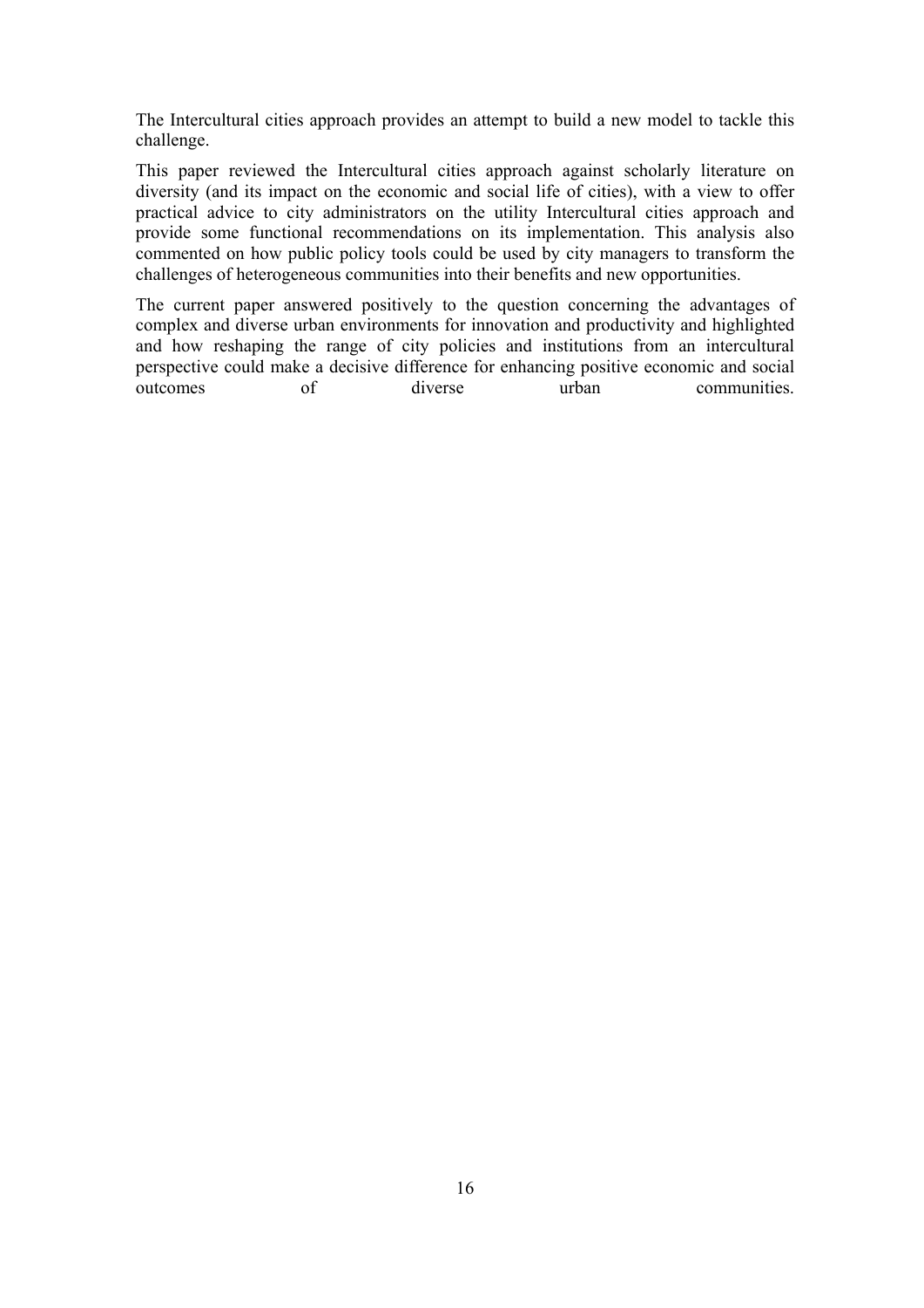The Intercultural cities approach provides an attempt to build a new model to tackle this challenge.

This paper reviewed the Intercultural cities approach against scholarly literature on diversity (and its impact on the economic and social life of cities), with a view to offer practical advice to city administrators on the utility Intercultural cities approach and provide some functional recommendations on its implementation. This analysis also commented on how public policy tools could be used by city managers to transform the challenges of heterogeneous communities into their benefits and new opportunities.

The current paper answered positively to the question concerning the advantages of complex and diverse urban environments for innovation and productivity and highlighted and how reshaping the range of city policies and institutions from an intercultural perspective could make a decisive difference for enhancing positive economic and social outcomes of diverse urban communities.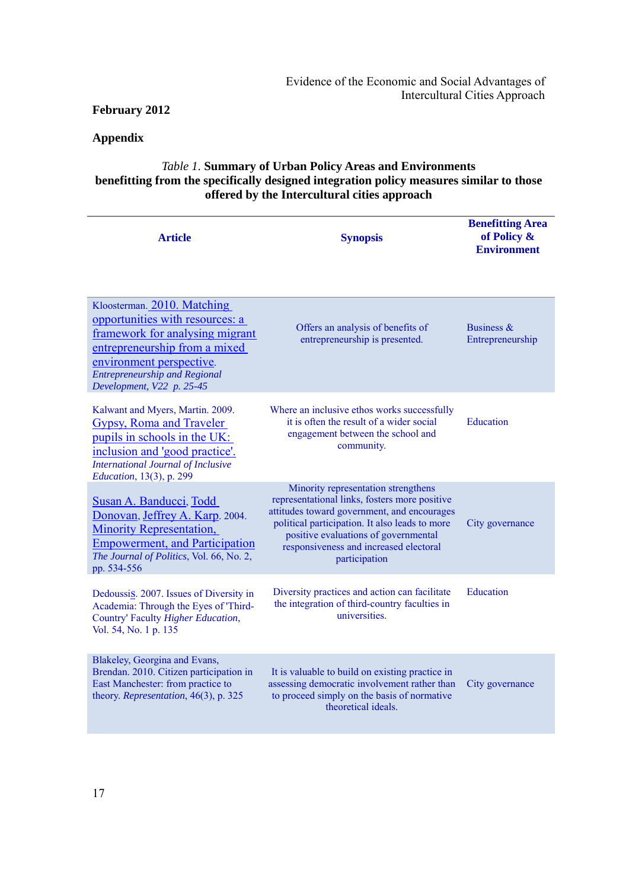**February 2012**

**Appendix**

*Table 1.* **Summary of Urban Policy Areas and Environments benefitting from the specifically designed integration policy measures similar to those offered by the Intercultural cities approach**

| Article | Synopsis | Benefitting Area of Policy & Environment |
|---|---|---|
| Kloosterman. 2010. Matching opportunities with resources: a framework for analysing migrant entrepreneurship from a mixed environment perspective. *Entrepreneurship and Regional Development, V22 p. 25-45* | Offers an analysis of benefits of entrepreneurship is presented. | Business & Entrepreneurship |
| Kalwant and Myers, Martin. 2009. Gypsy, Roma and Traveler pupils in schools in the UK: inclusion and 'good practice'. *International Journal of Inclusive Education*, 13(3), p. 299 | Where an inclusive ethos works successfully it is often the result of a wider social engagement between the school and community. | Education |
| Susan A. Banducci, Todd Donovan, Jeffrey A. Karp. 2004. Minority Representation, Empowerment, and Participation *The Journal of Politics*, Vol. 66, No. 2, pp. 534-556 | Minority representation strengthens representational links, fosters more positive attitudes toward government, and encourages political participation. It also leads to more positive evaluations of governmental responsiveness and increased electoral participation | City governance |
| Dedoussis. 2007. Issues of Diversity in Academia: Through the Eyes of 'Third-Country' Faculty *Higher Education*, Vol. 54, No. 1 p. 135 | Diversity practices and action can facilitate the integration of third-country faculties in universities. | Education |
| Blakeley, Georgina and Evans, Brendan. 2010. Citizen participation in East Manchester: from practice to theory. *Representation*, 46(3), p. 325 | It is valuable to build on existing practice in assessing democratic involvement rather than to proceed simply on the basis of normative theoretical ideals. | City governance |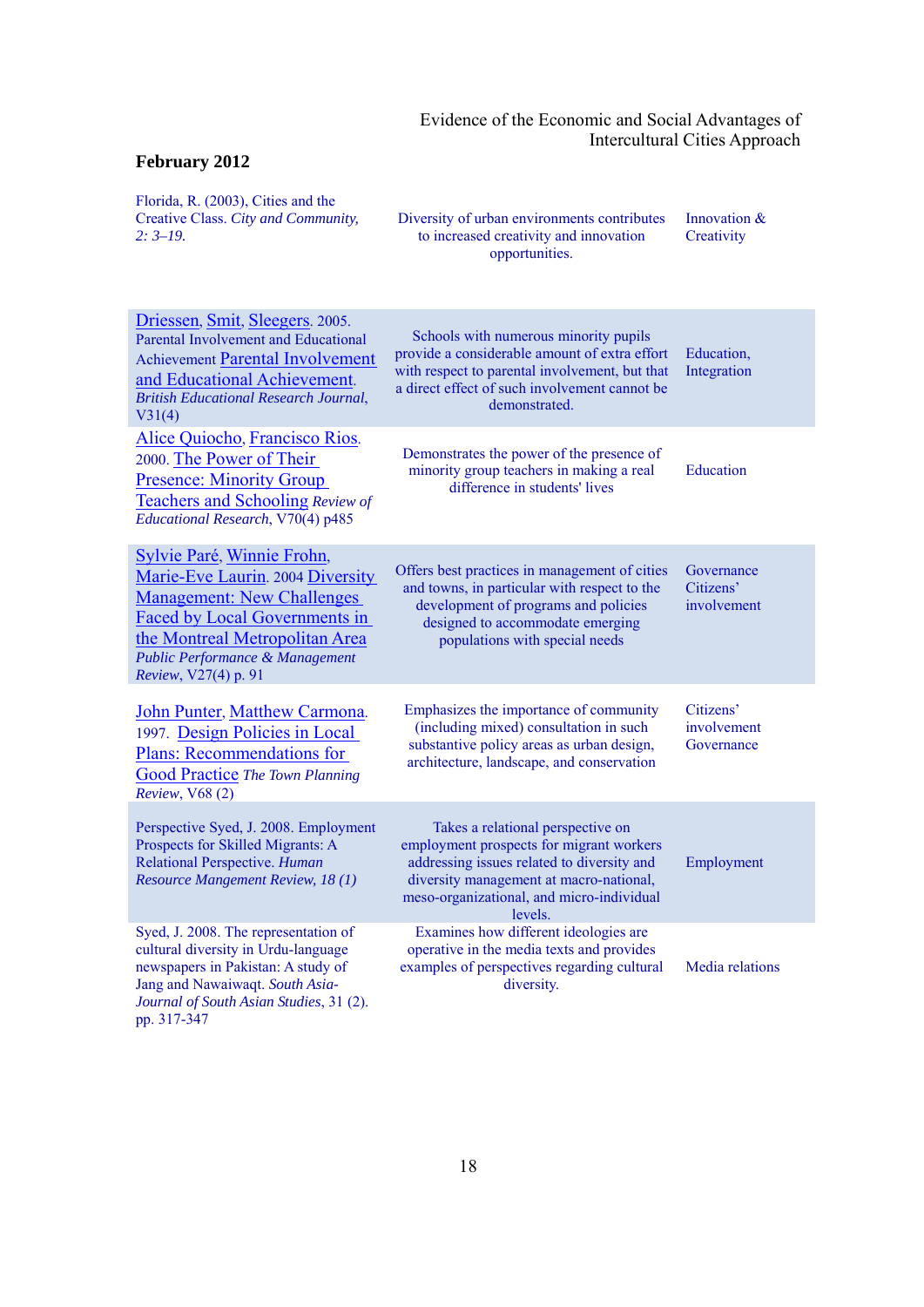**February 2012**

| | | |
|---|---|---|
| Florida, R. (2003), Cities and the Creative Class. *City and Community, 2: 3–19.* | Diversity of urban environments contributes to increased creativity and innovation opportunities. | Innovation & Creativity |
| Driessen, Smit, Sleegers. 2005. Parental Involvement and Educational Achievement Parental Involvement and Educational Achievement. *British Educational Research Journal*, V31(4) | Schools with numerous minority pupils provide a considerable amount of extra effort with respect to parental involvement, but that a direct effect of such involvement cannot be demonstrated. | Education, Integration |
| Alice Quiocho, Francisco Rios. 2000. The Power of Their Presence: Minority Group Teachers and Schooling *Review of Educational Research*, V70(4) p485 | Demonstrates the power of the presence of minority group teachers in making a real difference in students' lives | Education |
| Sylvie Paré, Winnie Frohn, Marie-Eve Laurin. 2004 Diversity Management: New Challenges Faced by Local Governments in the Montreal Metropolitan Area *Public Performance & Management Review*, V27(4) p. 91 | Offers best practices in management of cities and towns, in particular with respect to the development of programs and policies designed to accommodate emerging populations with special needs | Governance Citizens' involvement |
| John Punter, Matthew Carmona. 1997. Design Policies in Local Plans: Recommendations for Good Practice *The Town Planning Review*, V68 (2) | Emphasizes the importance of community (including mixed) consultation in such substantive policy areas as urban design, architecture, landscape, and conservation | Citizens' involvement Governance |
| Perspective Syed, J. 2008. Employment Prospects for Skilled Migrants: A Relational Perspective. *Human Resource Mangement Review, 18 (1)* | Takes a relational perspective on employment prospects for migrant workers addressing issues related to diversity and diversity management at macro-national, meso-organizational, and micro-individual levels. | Employment |
| Syed, J. 2008. The representation of cultural diversity in Urdu-language newspapers in Pakistan: A study of Jang and Nawaiwaqt. *South Asia-Journal of South Asian Studies*, 31 (2). pp. 317-347 | Examines how different ideologies are operative in the media texts and provides examples of perspectives regarding cultural diversity. | Media relations |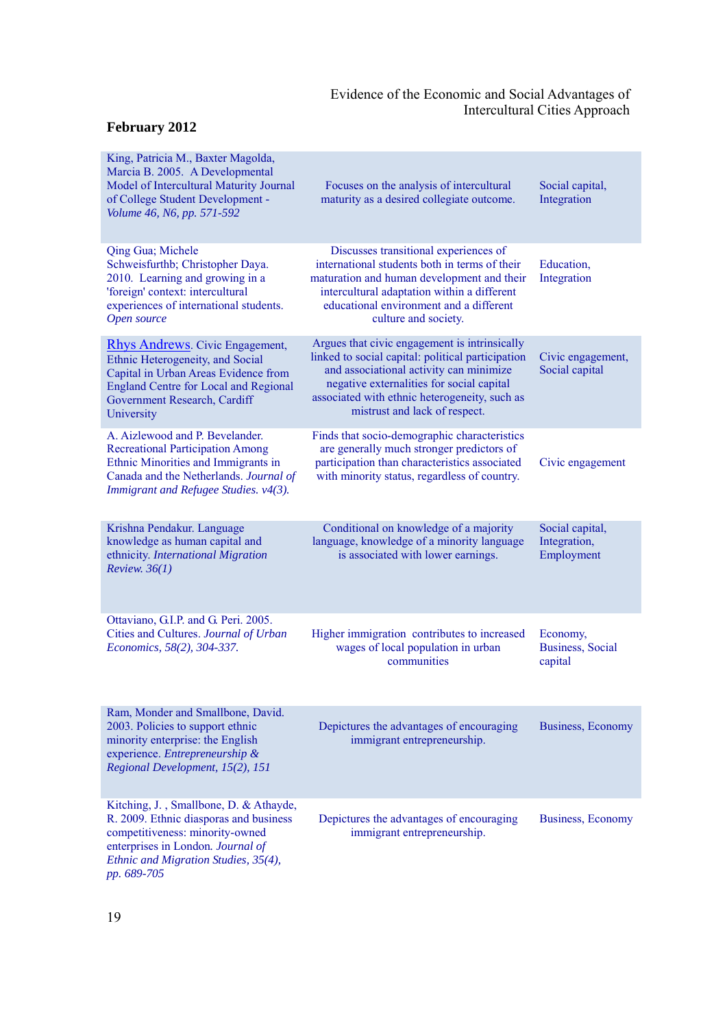| | | |
|---|---|---|
| King, Patricia M., Baxter Magolda, Marcia B. 2005. A Developmental Model of Intercultural Maturity Journal of College Student Development - *Volume 46, N6, pp. 571-592* | Focuses on the analysis of intercultural maturity as a desired collegiate outcome. | Social capital, Integration |
| Qing Gua; Michele Schweisfurthb; Christopher Daya. 2010. Learning and growing in a 'foreign' context: intercultural experiences of international students. *Open source* | Discusses transitional experiences of international students both in terms of their maturation and human development and their intercultural adaptation within a different educational environment and a different culture and society. | Education, Integration |
| Rhys Andrews. Civic Engagement, Ethnic Heterogeneity, and Social Capital in Urban Areas Evidence from England Centre for Local and Regional Government Research, Cardiff University | Argues that civic engagement is intrinsically linked to social capital: political participation and associational activity can minimize negative externalities for social capital associated with ethnic heterogeneity, such as mistrust and lack of respect. | Civic engagement, Social capital |
| A. Aizlewood and P. Bevelander. Recreational Participation Among Ethnic Minorities and Immigrants in Canada and the Netherlands. *Journal of Immigrant and Refugee Studies. v4(3).* | Finds that socio-demographic characteristics are generally much stronger predictors of participation than characteristics associated with minority status, regardless of country. | Civic engagement |
| Krishna Pendakur. Language knowledge as human capital and ethnicity. *International Migration Review. 36(1)* | Conditional on knowledge of a majority language, knowledge of a minority language is associated with lower earnings. | Social capital, Integration, Employment |
| Ottaviano, G.I.P. and G. Peri. 2005. Cities and Cultures. *Journal of Urban Economics, 58(2), 304-337.* | Higher immigration contributes to increased wages of local population in urban communities | Economy, Business, Social capital |
| Ram, Monder and Smallbone, David. 2003. Policies to support ethnic minority enterprise: the English experience. *Entrepreneurship & Regional Development, 15(2), 151* | Depictures the advantages of encouraging immigrant entrepreneurship. | Business, Economy |
| Kitching, J. , Smallbone, D. & Athayde, R. 2009. Ethnic diasporas and business competitiveness: minority-owned enterprises in London. *Journal of Ethnic and Migration Studies, 35(4), pp. 689-705* | Depictures the advantages of encouraging immigrant entrepreneurship. | Business, Economy |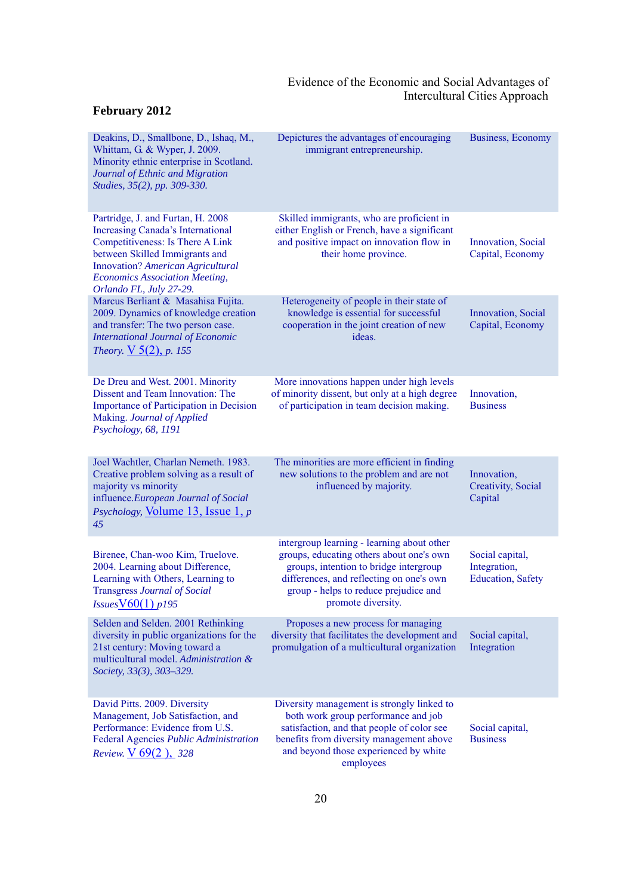| | | |
|---|---|---|
| Deakins, D., Smallbone, D., Ishaq, M., Whittam, G. & Wyper, J. 2009. Minority ethnic enterprise in Scotland. *Journal of Ethnic and Migration Studies, 35(2), pp. 309-330.* | Depictures the advantages of encouraging immigrant entrepreneurship. | Business, Economy |
| Partridge, J. and Furtan, H. 2008 Increasing Canada's International Competitiveness: Is There A Link between Skilled Immigrants and Innovation? *American Agricultural Economics Association Meeting, Orlando FL, July 27-29.* | Skilled immigrants, who are proficient in either English or French, have a significant and positive impact on innovation flow in their home province. | Innovation, Social Capital, Economy |
| Marcus Berliant & Masahisa Fujita. 2009. Dynamics of knowledge creation and transfer: The two person case. *International Journal of Economic Theory.* V 5(2), *p. 155* | Heterogeneity of people in their state of knowledge is essential for successful cooperation in the joint creation of new ideas. | Innovation, Social Capital, Economy |
| De Dreu and West. 2001. Minority Dissent and Team Innovation: The Importance of Participation in Decision Making. *Journal of Applied Psychology, 68, 1191* | More innovations happen under high levels of minority dissent, but only at a high degree of participation in team decision making. | Innovation, Business |
| Joel Wachtler, Charlan Nemeth. 1983. Creative problem solving as a result of majority vs minority influence.*European Journal of Social Psychology,* Volume 13, Issue 1, *p 45* | The minorities are more efficient in finding new solutions to the problem and are not influenced by majority. | Innovation, Creativity, Social Capital |
| Birenee, Chan-woo Kim, Truelove. 2004. Learning about Difference, Learning with Others, Learning to Transgress *Journal of Social Issues*V60(1) *p195* | intergroup learning - learning about other groups, educating others about one's own groups, intention to bridge intergroup differences, and reflecting on one's own group - helps to reduce prejudice and promote diversity. | Social capital, Integration, Education, Safety |
| Selden and Selden. 2001 Rethinking diversity in public organizations for the 21st century: Moving toward a multicultural model. *Administration & Society, 33(3), 303–329.* | Proposes a new process for managing diversity that facilitates the development and promulgation of a multicultural organization | Social capital, Integration |
| David Pitts. 2009. Diversity Management, Job Satisfaction, and Performance: Evidence from U.S. Federal Agencies *Public Administration Review.* V 69(2 ), *328* | Diversity management is strongly linked to both work group performance and job satisfaction, and that people of color see benefits from diversity management above and beyond those experienced by white employees | Social capital, Business |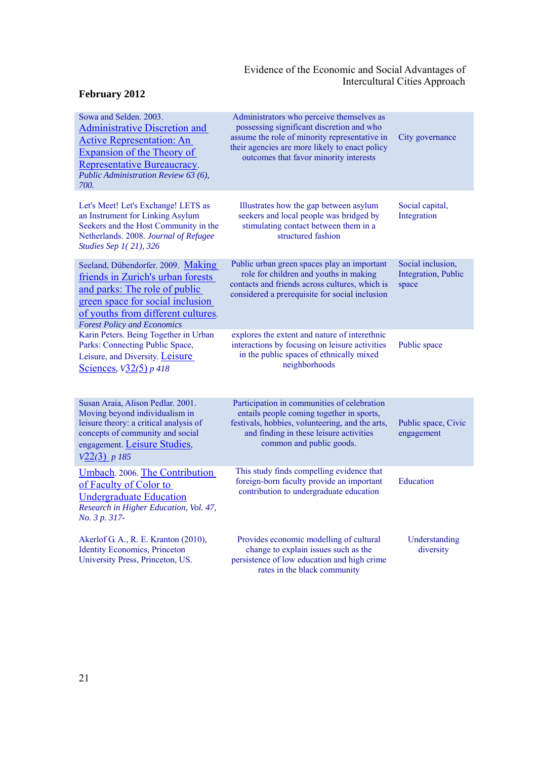| | | |
|---|---|---|
| Sowa and Selden. 2003. Administrative Discretion and Active Representation: An Expansion of the Theory of Representative Bureaucracy. *Public Administration Review 63 (6), 700.* | Administrators who perceive themselves as possessing significant discretion and who assume the role of minority representative in their agencies are more likely to enact policy outcomes that favor minority interests | City governance |
| Let's Meet! Let's Exchange! LETS as an Instrument for Linking Asylum Seekers and the Host Community in the Netherlands. 2008. *Journal of Refugee Studies Sep 1( 21), 326* | Illustrates how the gap between asylum seekers and local people was bridged by stimulating contact between them in a structured fashion | Social capital, Integration |
| Seeland, Dübendorfer. 2009. Making friends in Zurich's urban forests and parks: The role of public green space for social inclusion of youths from different cultures. *Forest Policy and Economics* | Public urban green spaces play an important role for children and youths in making contacts and friends across cultures, which is considered a prerequisite for social inclusion | Social inclusion, Integration, Public space |
| Karin Peters. Being Together in Urban Parks: Connecting Public Space, Leisure, and Diversity. Leisure Sciences, *V32(5) p 418* | explores the extent and nature of interethnic interactions by focusing on leisure activities in the public spaces of ethnically mixed neighborhoods | Public space |
| Susan Araia, Alison Pedlar. 2001. Moving beyond individualism in leisure theory: a critical analysis of concepts of community and social engagement. Leisure Studies, *V22(3) p 185* | Participation in communities of celebration entails people coming together in sports, festivals, hobbies, volunteering, and the arts, and finding in these leisure activities common and public goods. | Public space, Civic engagement |
| Umbach. 2006. The Contribution of Faculty of Color to Undergraduate Education *Research in Higher Education, Vol. 47, No. 3 p. 317-* | This study finds compelling evidence that foreign-born faculty provide an important contribution to undergraduate education | Education |
| Akerlof G. A., R. E. Kranton (2010), Identity Economics, Princeton University Press, Princeton, US. | Provides economic modelling of cultural change to explain issues such as the persistence of low education and high crime rates in the black community | Understanding diversity |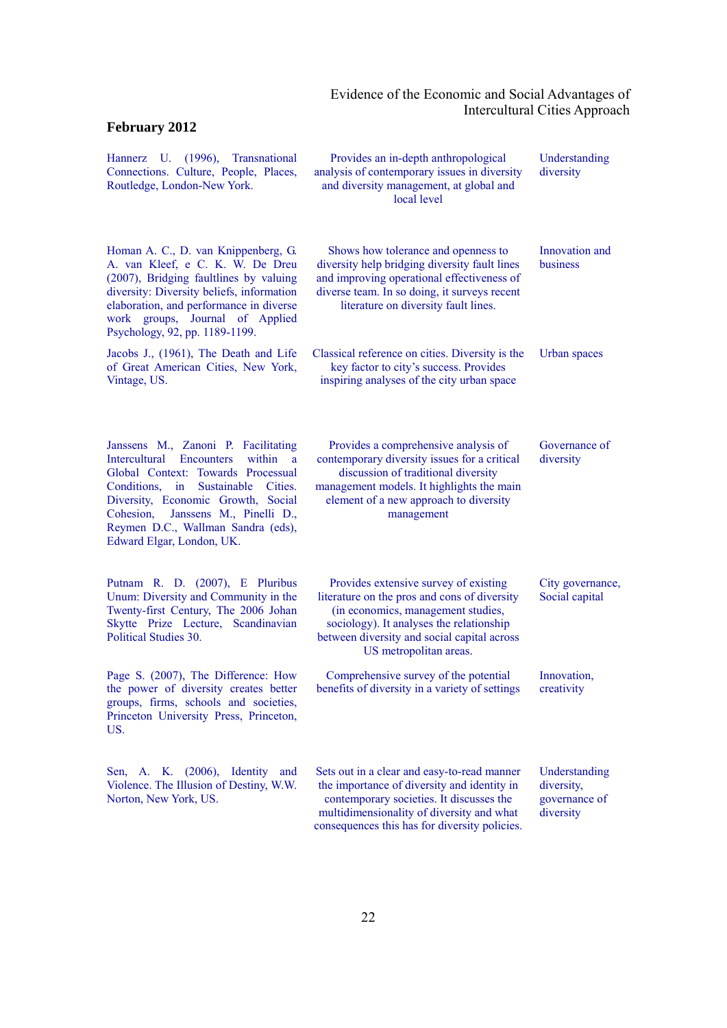| | | |
|---|---|---|
| Hannerz U. (1996), Transnational Connections. Culture, People, Places, Routledge, London-New York. | Provides an in-depth anthropological analysis of contemporary issues in diversity and diversity management, at global and local level | Understanding diversity |
| Homan A. C., D. van Knippenberg, G. A. van Kleef, e C. K. W. De Dreu (2007), Bridging faultlines by valuing diversity: Diversity beliefs, information elaboration, and performance in diverse work groups, Journal of Applied Psychology, 92, pp. 1189-1199. | Shows how tolerance and openness to diversity help bridging diversity fault lines and improving operational effectiveness of diverse team. In so doing, it surveys recent literature on diversity fault lines. | Innovation and business |
| Jacobs J., (1961), The Death and Life of Great American Cities, New York, Vintage, US. | Classical reference on cities. Diversity is the key factor to city's success. Provides inspiring analyses of the city urban space | Urban spaces |
| Janssens M., Zanoni P. Facilitating Intercultural Encounters within a Global Context: Towards Processual Conditions, in Sustainable Cities. Diversity, Economic Growth, Social Cohesion, Janssens M., Pinelli D., Reymen D.C., Wallman Sandra (eds), Edward Elgar, London, UK. | Provides a comprehensive analysis of contemporary diversity issues for a critical discussion of traditional diversity management models. It highlights the main element of a new approach to diversity management | Governance of diversity |
| Putnam R. D. (2007), E Pluribus Unum: Diversity and Community in the Twenty-first Century, The 2006 Johan Skytte Prize Lecture, Scandinavian Political Studies 30. | Provides extensive survey of existing literature on the pros and cons of diversity (in economics, management studies, sociology). It analyses the relationship between diversity and social capital across US metropolitan areas. | City governance, Social capital |
| Page S. (2007), The Difference: How the power of diversity creates better groups, firms, schools and societies, Princeton University Press, Princeton, US. | Comprehensive survey of the potential benefits of diversity in a variety of settings | Innovation, creativity |
| Sen, A. K. (2006), Identity and Violence. The Illusion of Destiny, W.W. Norton, New York, US. | Sets out in a clear and easy-to-read manner the importance of diversity and identity in contemporary societies. It discusses the multidimensionality of diversity and what consequences this has for diversity policies. | Understanding diversity, governance of diversity |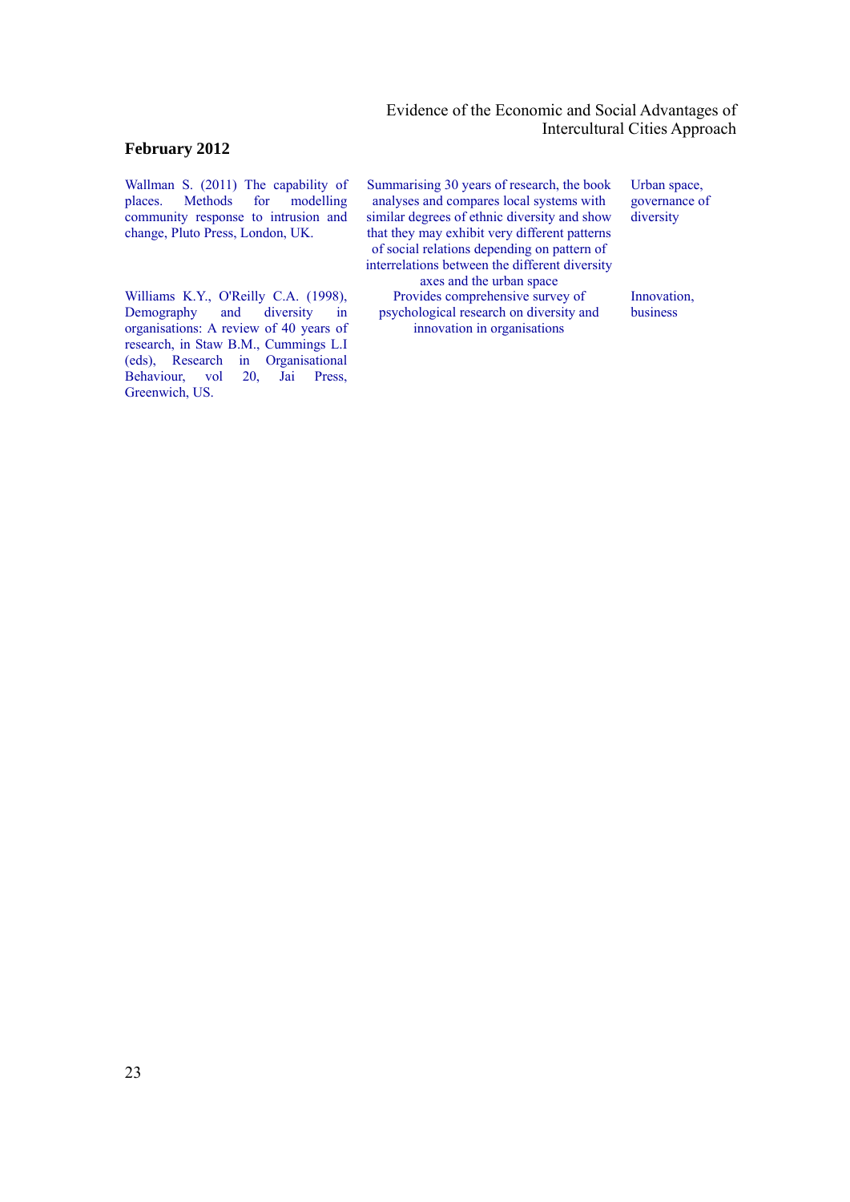| | | |
|---|---|---|
| Wallman S. (2011) The capability of places. Methods for modelling community response to intrusion and change, Pluto Press, London, UK. | Summarising 30 years of research, the book analyses and compares local systems with similar degrees of ethnic diversity and show that they may exhibit very different patterns of social relations depending on pattern of interrelations between the different diversity axes and the urban space | Urban space, governance of diversity |
| Williams K.Y., O'Reilly C.A. (1998), Demography and diversity in organisations: A review of 40 years of research, in Staw B.M., Cummings L.I (eds), Research in Organisational Behaviour, vol 20, Jai Press, Greenwich, US. | Provides comprehensive survey of psychological research on diversity and innovation in organisations | Innovation, business |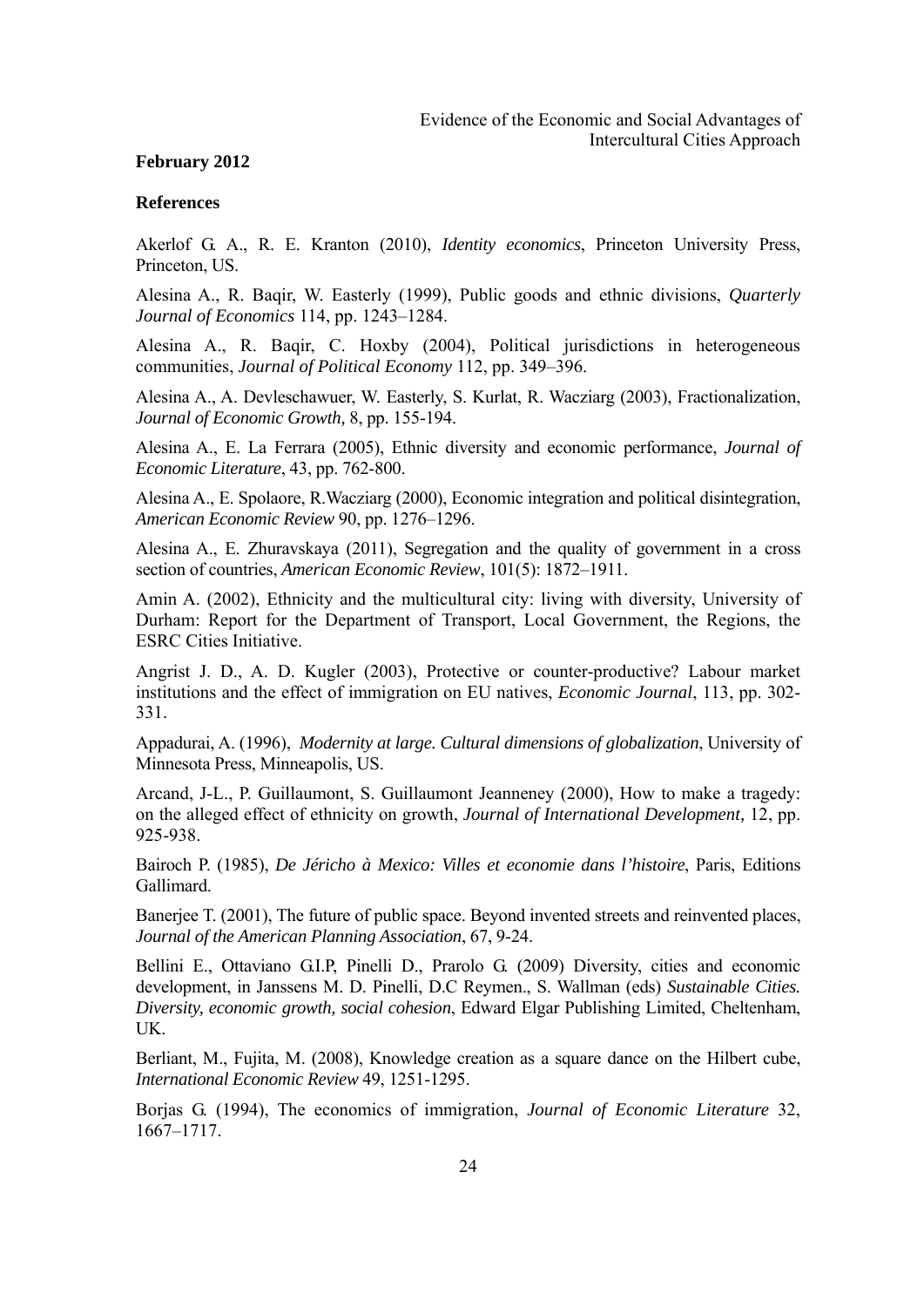**February 2012**

**References**

Akerlof G. A., R. E. Kranton (2010), *Identity economics*, Princeton University Press, Princeton, US.

Alesina A., R. Baqir, W. Easterly (1999), Public goods and ethnic divisions, *Quarterly Journal of Economics* 114, pp. 1243–1284.

Alesina A., R. Baqir, C. Hoxby (2004), Political jurisdictions in heterogeneous communities, *Journal of Political Economy* 112, pp. 349–396.

Alesina A., A. Devleschawuer, W. Easterly, S. Kurlat, R. Wacziarg (2003), Fractionalization, *Journal of Economic Growth,* 8, pp. 155-194.

Alesina A., E. La Ferrara (2005), Ethnic diversity and economic performance, *Journal of Economic Literature*, 43, pp. 762-800.

Alesina A., E. Spolaore, R.Wacziarg (2000), Economic integration and political disintegration, *American Economic Review* 90, pp. 1276–1296.

Alesina A., E. Zhuravskaya (2011), Segregation and the quality of government in a cross section of countries, *American Economic Review*, 101(5): 1872–1911.

Amin A. (2002), Ethnicity and the multicultural city: living with diversity, University of Durham: Report for the Department of Transport, Local Government, the Regions, the ESRC Cities Initiative.

Angrist J. D., A. D. Kugler (2003), Protective or counter-productive? Labour market institutions and the effect of immigration on EU natives, *Economic Journal*, 113, pp. 302-331.

Appadurai, A. (1996), *Modernity at large. Cultural dimensions of globalization*, University of Minnesota Press, Minneapolis, US.

Arcand, J-L., P. Guillaumont, S. Guillaumont Jeanneney (2000), How to make a tragedy: on the alleged effect of ethnicity on growth, *Journal of International Development,* 12, pp. 925-938.

Bairoch P. (1985), *De Jéricho à Mexico: Villes et economie dans l'histoire*, Paris, Editions Gallimard.

Banerjee T. (2001), The future of public space. Beyond invented streets and reinvented places, *Journal of the American Planning Association*, 67, 9-24.

Bellini E., Ottaviano G.I.P, Pinelli D., Prarolo G. (2009) Diversity, cities and economic development, in Janssens M. D. Pinelli, D.C Reymen., S. Wallman (eds) *Sustainable Cities. Diversity, economic growth, social cohesion*, Edward Elgar Publishing Limited, Cheltenham, UK.

Berliant, M., Fujita, M. (2008), Knowledge creation as a square dance on the Hilbert cube, *International Economic Review* 49, 1251-1295.

Borjas G. (1994), The economics of immigration, *Journal of Economic Literature* 32, 1667–1717.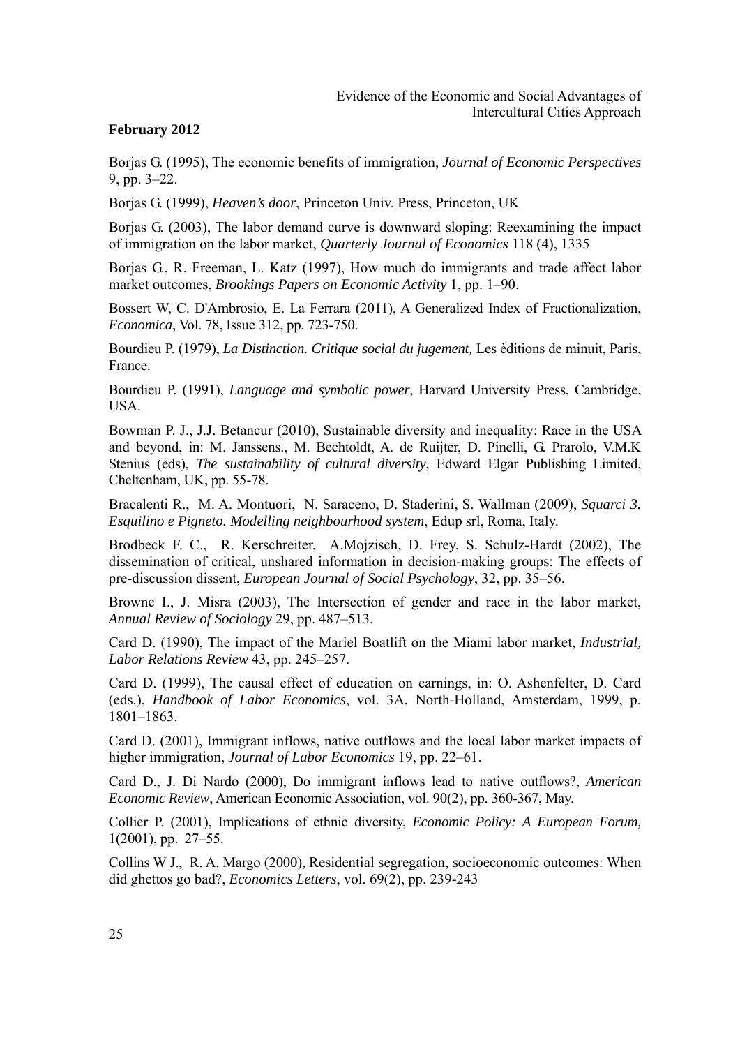Borjas G. (1995), The economic benefits of immigration, *Journal of Economic Perspectives* 9, pp. 3–22.

Borjas G. (1999), *Heaven's door*, Princeton Univ. Press, Princeton, UK

Borjas G. (2003), The labor demand curve is downward sloping: Reexamining the impact of immigration on the labor market, *Quarterly Journal of Economics* 118 (4), 1335

Borjas G., R. Freeman, L. Katz (1997), How much do immigrants and trade affect labor market outcomes, *Brookings Papers on Economic Activity* 1, pp. 1–90.

Bossert W, C. D'Ambrosio, E. La Ferrara (2011), A Generalized Index of Fractionalization, *Economica*, Vol. 78, Issue 312, pp. 723-750.

Bourdieu P. (1979), *La Distinction. Critique social du jugement,* Les èditions de minuit, Paris, France.

Bourdieu P. (1991), *Language and symbolic power*, Harvard University Press, Cambridge, USA.

Bowman P. J., J.J. Betancur (2010), Sustainable diversity and inequality: Race in the USA and beyond, in: M. Janssens., M. Bechtoldt, A. de Ruijter, D. Pinelli, G. Prarolo, V.M.K Stenius (eds), *The sustainability of cultural diversity*, Edward Elgar Publishing Limited, Cheltenham, UK, pp. 55-78.

Bracalenti R., M. A. Montuori, N. Saraceno, D. Staderini, S. Wallman (2009), *Squarci 3. Esquilino e Pigneto. Modelling neighbourhood system*, Edup srl, Roma, Italy.

Brodbeck F. C., R. Kerschreiter, A.Mojzisch, D. Frey, S. Schulz-Hardt (2002), The dissemination of critical, unshared information in decision-making groups: The effects of pre-discussion dissent, *European Journal of Social Psychology*, 32, pp. 35–56.

Browne I., J. Misra (2003), The Intersection of gender and race in the labor market, *Annual Review of Sociology* 29, pp. 487–513.

Card D. (1990), The impact of the Mariel Boatlift on the Miami labor market, *Industrial, Labor Relations Review* 43, pp. 245–257.

Card D. (1999), The causal effect of education on earnings, in: O. Ashenfelter, D. Card (eds.), *Handbook of Labor Economics*, vol. 3A, North-Holland, Amsterdam, 1999, p. 1801–1863.

Card D. (2001), Immigrant inflows, native outflows and the local labor market impacts of higher immigration, *Journal of Labor Economics* 19, pp. 22–61.

Card D., J. Di Nardo (2000), Do immigrant inflows lead to native outflows?, *American Economic Review*, American Economic Association, vol. 90(2), pp. 360-367, May.

Collier P. (2001), Implications of ethnic diversity, *Economic Policy: A European Forum,* 1(2001), pp. 27–55.

Collins W J., R. A. Margo (2000), Residential segregation, socioeconomic outcomes: When did ghettos go bad?, *Economics Letters*, vol. 69(2), pp. 239-243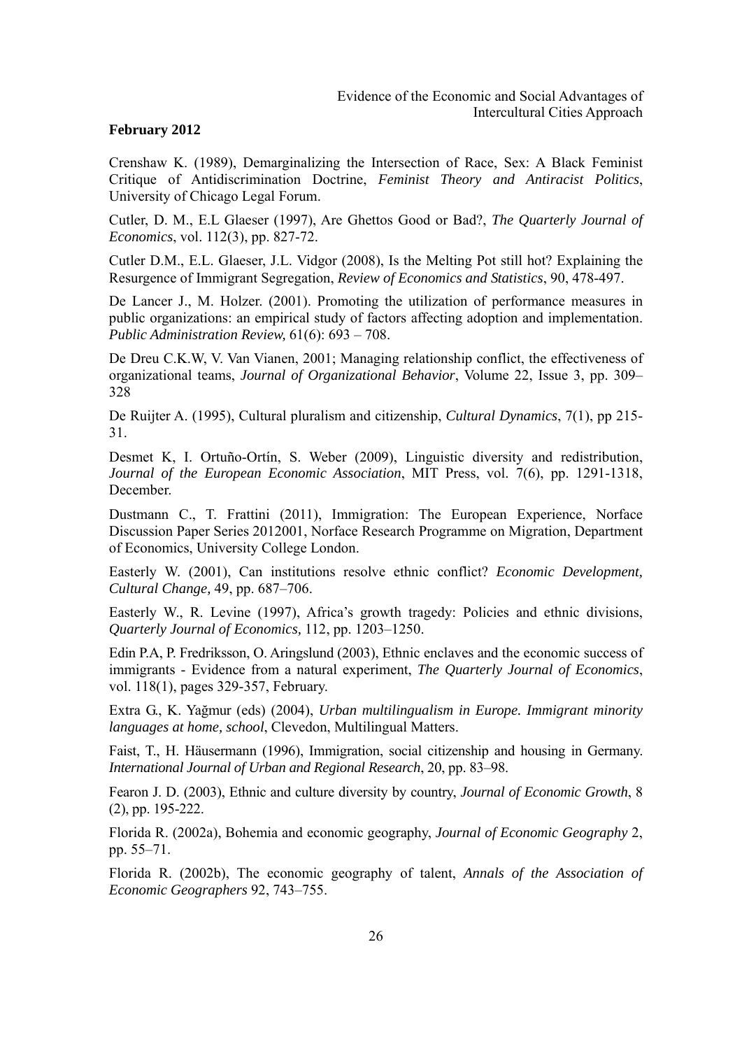Crenshaw K. (1989), Demarginalizing the Intersection of Race, Sex: A Black Feminist Critique of Antidiscrimination Doctrine, *Feminist Theory and Antiracist Politics*, University of Chicago Legal Forum.

Cutler, D. M., E.L Glaeser (1997), Are Ghettos Good or Bad?, *The Quarterly Journal of Economics*, vol. 112(3), pp. 827-72.

Cutler D.M., E.L. Glaeser, J.L. Vidgor (2008), Is the Melting Pot still hot? Explaining the Resurgence of Immigrant Segregation, *Review of Economics and Statistics*, 90, 478-497.

De Lancer J., M. Holzer. (2001). Promoting the utilization of performance measures in public organizations: an empirical study of factors affecting adoption and implementation. *Public Administration Review,* 61(6): 693 – 708.

De Dreu C.K.W, V. Van Vianen, 2001; Managing relationship conflict, the effectiveness of organizational teams, *Journal of Organizational Behavior*, Volume 22, Issue 3, pp. 309–328

De Ruijter A. (1995), Cultural pluralism and citizenship, *Cultural Dynamics*, 7(1), pp 215-31.

Desmet K, I. Ortuño-Ortín, S. Weber (2009), Linguistic diversity and redistribution, *Journal of the European Economic Association*, MIT Press, vol. 7(6), pp. 1291-1318, December.

Dustmann C., T. Frattini (2011), Immigration: The European Experience, Norface Discussion Paper Series 2012001, Norface Research Programme on Migration, Department of Economics, University College London.

Easterly W. (2001), Can institutions resolve ethnic conflict? *Economic Development, Cultural Change,* 49, pp. 687–706.

Easterly W., R. Levine (1997), Africa's growth tragedy: Policies and ethnic divisions, *Quarterly Journal of Economics,* 112, pp. 1203–1250.

Edin P.A, P. Fredriksson, O. Aringslund (2003), Ethnic enclaves and the economic success of immigrants - Evidence from a natural experiment, *The Quarterly Journal of Economics*, vol. 118(1), pages 329-357, February.

Extra G., K. Yağmur (eds) (2004), *Urban multilingualism in Europe. Immigrant minority languages at home, school*, Clevedon, Multilingual Matters.

Faist, T., H. Häusermann (1996), Immigration, social citizenship and housing in Germany. *International Journal of Urban and Regional Research*, 20, pp. 83–98.

Fearon J. D. (2003), Ethnic and culture diversity by country, *Journal of Economic Growth*, 8 (2), pp. 195-222.

Florida R. (2002a), Bohemia and economic geography, *Journal of Economic Geography* 2, pp. 55–71.

Florida R. (2002b), The economic geography of talent, *Annals of the Association of Economic Geographers* 92, 743–755.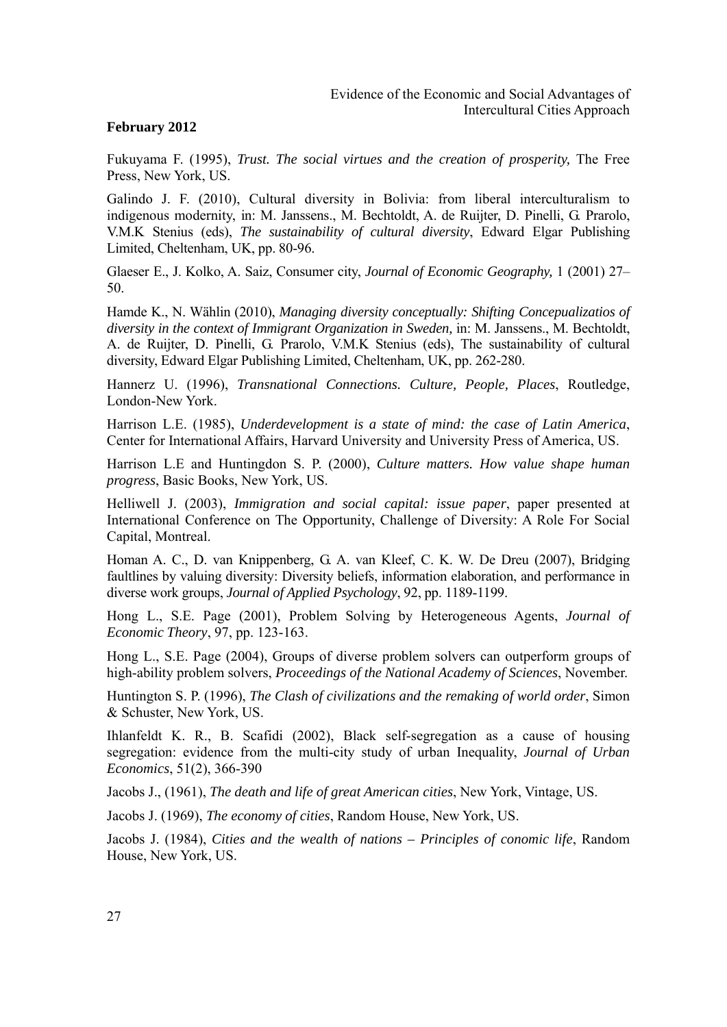Fukuyama F. (1995), *Trust. The social virtues and the creation of prosperity,* The Free Press, New York, US.

Galindo J. F. (2010), Cultural diversity in Bolivia: from liberal interculturalism to indigenous modernity, in: M. Janssens., M. Bechtoldt, A. de Ruijter, D. Pinelli, G. Prarolo, V.M.K Stenius (eds), *The sustainability of cultural diversity*, Edward Elgar Publishing Limited, Cheltenham, UK, pp. 80-96.

Glaeser E., J. Kolko, A. Saiz, Consumer city, *Journal of Economic Geography,* 1 (2001) 27–50.

Hamde K., N. Wählin (2010), *Managing diversity conceptually: Shifting Concepualizatios of diversity in the context of Immigrant Organization in Sweden,* in: M. Janssens., M. Bechtoldt, A. de Ruijter, D. Pinelli, G. Prarolo, V.M.K Stenius (eds), The sustainability of cultural diversity, Edward Elgar Publishing Limited, Cheltenham, UK, pp. 262-280.

Hannerz U. (1996), *Transnational Connections. Culture, People, Places*, Routledge, London-New York.

Harrison L.E. (1985), *Underdevelopment is a state of mind: the case of Latin America*, Center for International Affairs, Harvard University and University Press of America, US.

Harrison L.E and Huntingdon S. P. (2000), *Culture matters. How value shape human progress*, Basic Books, New York, US.

Helliwell J. (2003), *Immigration and social capital: issue paper*, paper presented at International Conference on The Opportunity, Challenge of Diversity: A Role For Social Capital, Montreal.

Homan A. C., D. van Knippenberg, G. A. van Kleef, C. K. W. De Dreu (2007), Bridging faultlines by valuing diversity: Diversity beliefs, information elaboration, and performance in diverse work groups, *Journal of Applied Psychology*, 92, pp. 1189-1199.

Hong L., S.E. Page (2001), Problem Solving by Heterogeneous Agents, *Journal of Economic Theory*, 97, pp. 123-163.

Hong L., S.E. Page (2004), Groups of diverse problem solvers can outperform groups of high-ability problem solvers, *Proceedings of the National Academy of Sciences*, November.

Huntington S. P. (1996), *The Clash of civilizations and the remaking of world order*, Simon & Schuster, New York, US.

Ihlanfeldt K. R., B. Scafidi (2002), Black self-segregation as a cause of housing segregation: evidence from the multi-city study of urban Inequality, *Journal of Urban Economics*, 51(2), 366-390

Jacobs J., (1961), *The death and life of great American cities*, New York, Vintage, US.

Jacobs J. (1969), *The economy of cities*, Random House, New York, US.

Jacobs J. (1984), *Cities and the wealth of nations – Principles of conomic life*, Random House, New York, US.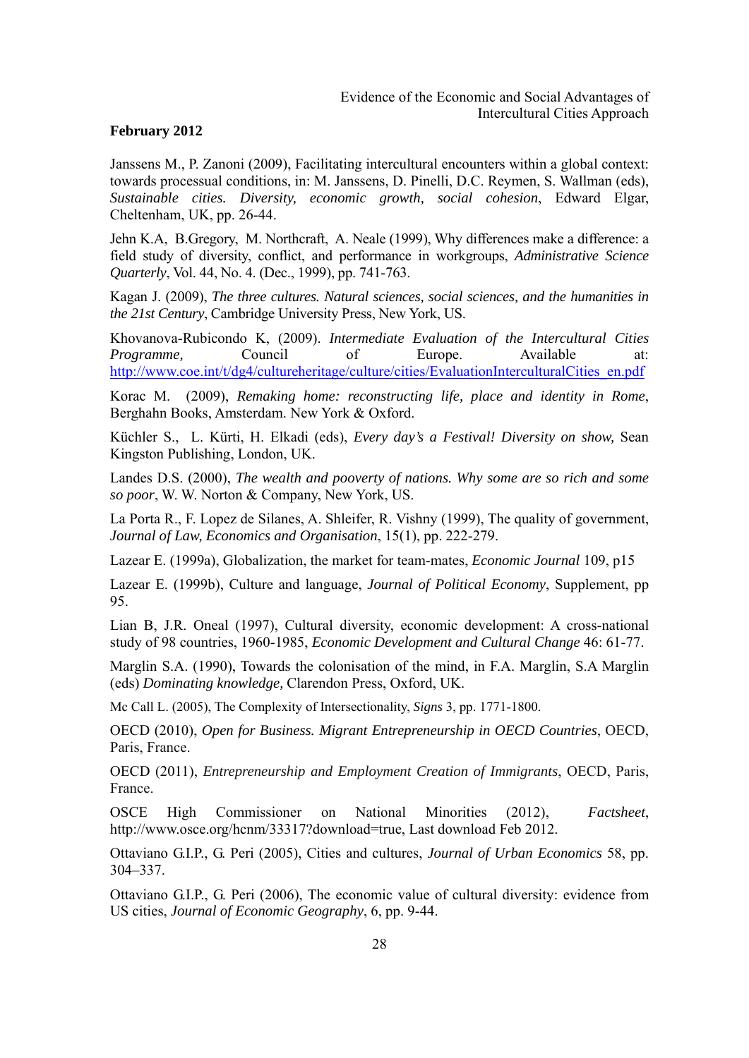**February 2012**

Janssens M., P. Zanoni (2009), Facilitating intercultural encounters within a global context: towards processual conditions, in: M. Janssens, D. Pinelli, D.C. Reymen, S. Wallman (eds), *Sustainable cities. Diversity, economic growth, social cohesion*, Edward Elgar, Cheltenham, UK, pp. 26-44.

Jehn K.A, B.Gregory, M. Northcraft, A. Neale (1999), Why differences make a difference: a field study of diversity, conflict, and performance in workgroups, *Administrative Science Quarterly*, Vol. 44, No. 4. (Dec., 1999), pp. 741-763.

Kagan J. (2009), *The three cultures. Natural sciences, social sciences, and the humanities in the 21st Century*, Cambridge University Press, New York, US.

Khovanova-Rubicondo K, (2009). *Intermediate Evaluation of the Intercultural Cities Programme,* Council of Europe. Available at: http://www.coe.int/t/dg4/cultureheritage/culture/cities/EvaluationInterculturalCities_en.pdf

Korac M. (2009), *Remaking home: reconstructing life, place and identity in Rome*, Berghahn Books, Amsterdam. New York & Oxford.

Küchler S., L. Kürti, H. Elkadi (eds), *Every day's a Festival! Diversity on show,* Sean Kingston Publishing, London, UK.

Landes D.S. (2000), *The wealth and pooverty of nations. Why some are so rich and some so poor*, W. W. Norton & Company, New York, US.

La Porta R., F. Lopez de Silanes, A. Shleifer, R. Vishny (1999), The quality of government, *Journal of Law, Economics and Organisation*, 15(1), pp. 222-279.

Lazear E. (1999a), Globalization, the market for team-mates, *Economic Journal* 109, p15

Lazear E. (1999b), Culture and language, *Journal of Political Economy*, Supplement, pp 95.

Lian B, J.R. Oneal (1997), Cultural diversity, economic development: A cross-national study of 98 countries, 1960-1985, *Economic Development and Cultural Change* 46: 61-77.

Marglin S.A. (1990), Towards the colonisation of the mind, in F.A. Marglin, S.A Marglin (eds) *Dominating knowledge,* Clarendon Press, Oxford, UK.

Mc Call L. (2005), The Complexity of Intersectionality, *Signs* 3, pp. 1771-1800.

OECD (2010), *Open for Business. Migrant Entrepreneurship in OECD Countries*, OECD, Paris, France.

OECD (2011), *Entrepreneurship and Employment Creation of Immigrants*, OECD, Paris, France.

OSCE High Commissioner on National Minorities (2012), *Factsheet*, http://www.osce.org/hcnm/33317?download=true, Last download Feb 2012.

Ottaviano G.I.P., G. Peri (2005), Cities and cultures, *Journal of Urban Economics* 58, pp. 304–337.

Ottaviano G.I.P., G. Peri (2006), The economic value of cultural diversity: evidence from US cities, *Journal of Economic Geography*, 6, pp. 9-44.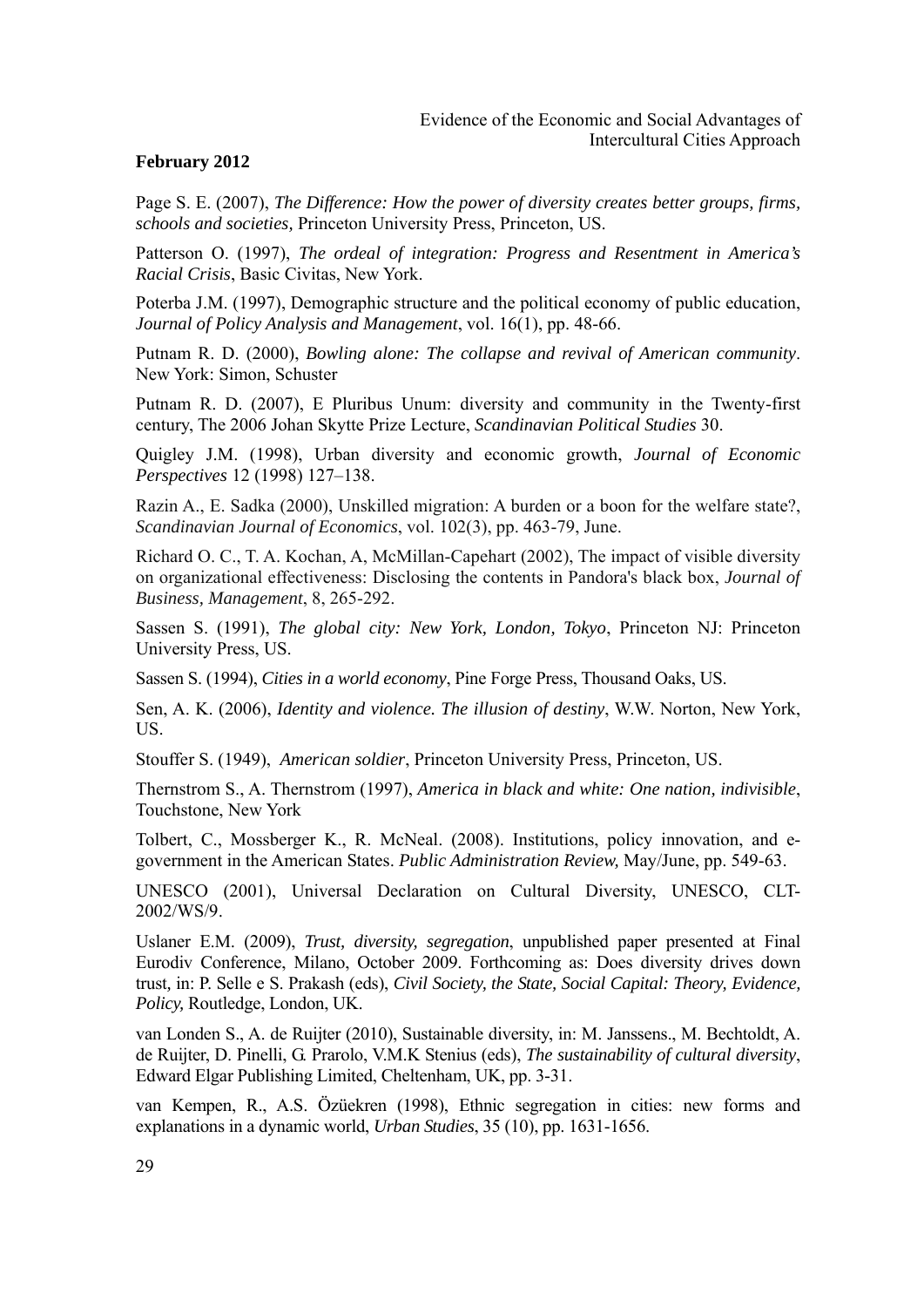Page S. E. (2007), *The Difference: How the power of diversity creates better groups, firms, schools and societies*, Princeton University Press, Princeton, US.

Patterson O. (1997), *The ordeal of integration: Progress and Resentment in America's Racial Crisis*, Basic Civitas, New York.

Poterba J.M. (1997), Demographic structure and the political economy of public education, *Journal of Policy Analysis and Management*, vol. 16(1), pp. 48-66.

Putnam R. D. (2000), *Bowling alone: The collapse and revival of American community*. New York: Simon, Schuster

Putnam R. D. (2007), E Pluribus Unum: diversity and community in the Twenty-first century, The 2006 Johan Skytte Prize Lecture, *Scandinavian Political Studies* 30.

Quigley J.M. (1998), Urban diversity and economic growth, *Journal of Economic Perspectives* 12 (1998) 127–138.

Razin A., E. Sadka (2000), Unskilled migration: A burden or a boon for the welfare state?, *Scandinavian Journal of Economics*, vol. 102(3), pp. 463-79, June.

Richard O. C., T. A. Kochan, A, McMillan-Capehart (2002), The impact of visible diversity on organizational effectiveness: Disclosing the contents in Pandora's black box, *Journal of Business, Management*, 8, 265-292.

Sassen S. (1991), *The global city: New York, London, Tokyo*, Princeton NJ: Princeton University Press, US.

Sassen S. (1994), *Cities in a world economy*, Pine Forge Press, Thousand Oaks, US.

Sen, A. K. (2006), *Identity and violence. The illusion of destiny*, W.W. Norton, New York, US.

Stouffer S. (1949), *American soldier*, Princeton University Press, Princeton, US.

Thernstrom S., A. Thernstrom (1997), *America in black and white: One nation, indivisible*, Touchstone, New York

Tolbert, C., Mossberger K., R. McNeal. (2008). Institutions, policy innovation, and e-government in the American States. *Public Administration Review,* May/June, pp. 549-63.

UNESCO (2001), Universal Declaration on Cultural Diversity, UNESCO, CLT-2002/WS/9.

Uslaner E.M. (2009), *Trust, diversity, segregation*, unpublished paper presented at Final Eurodiv Conference, Milano, October 2009. Forthcoming as: Does diversity drives down trust, in: P. Selle e S. Prakash (eds), *Civil Society, the State, Social Capital: Theory, Evidence, Policy,* Routledge, London, UK.

van Londen S., A. de Ruijter (2010), Sustainable diversity, in: M. Janssens., M. Bechtoldt, A. de Ruijter, D. Pinelli, G. Prarolo, V.M.K Stenius (eds), *The sustainability of cultural diversity*, Edward Elgar Publishing Limited, Cheltenham, UK, pp. 3-31.

van Kempen, R., A.S. Özüekren (1998), Ethnic segregation in cities: new forms and explanations in a dynamic world, *Urban Studies*, 35 (10), pp. 1631-1656.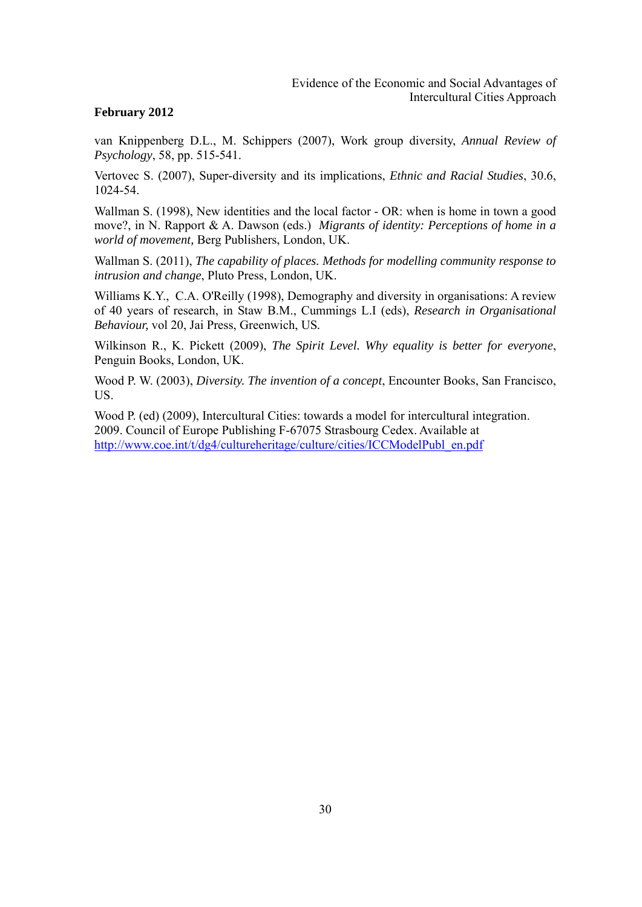van Knippenberg D.L., M. Schippers (2007), Work group diversity, *Annual Review of Psychology*, 58, pp. 515-541.

Vertovec S. (2007), Super-diversity and its implications, *Ethnic and Racial Studies*, 30.6, 1024-54.

Wallman S. (1998), New identities and the local factor - OR: when is home in town a good move?, in N. Rapport & A. Dawson (eds.) *Migrants of identity: Perceptions of home in a world of movement,* Berg Publishers, London, UK.

Wallman S. (2011), *The capability of places. Methods for modelling community response to intrusion and change*, Pluto Press, London, UK.

Williams K.Y., C.A. O'Reilly (1998), Demography and diversity in organisations: A review of 40 years of research, in Staw B.M., Cummings L.I (eds), *Research in Organisational Behaviour,* vol 20, Jai Press, Greenwich, US.

Wilkinson R., K. Pickett (2009), *The Spirit Level. Why equality is better for everyone*, Penguin Books, London, UK.

Wood P. W. (2003), *Diversity. The invention of a concept*, Encounter Books, San Francisco, US.

Wood P. (ed) (2009), Intercultural Cities: towards a model for intercultural integration. 2009. Council of Europe Publishing F-67075 Strasbourg Cedex. Available at http://www.coe.int/t/dg4/cultureheritage/culture/cities/ICCModelPubl_en.pdf